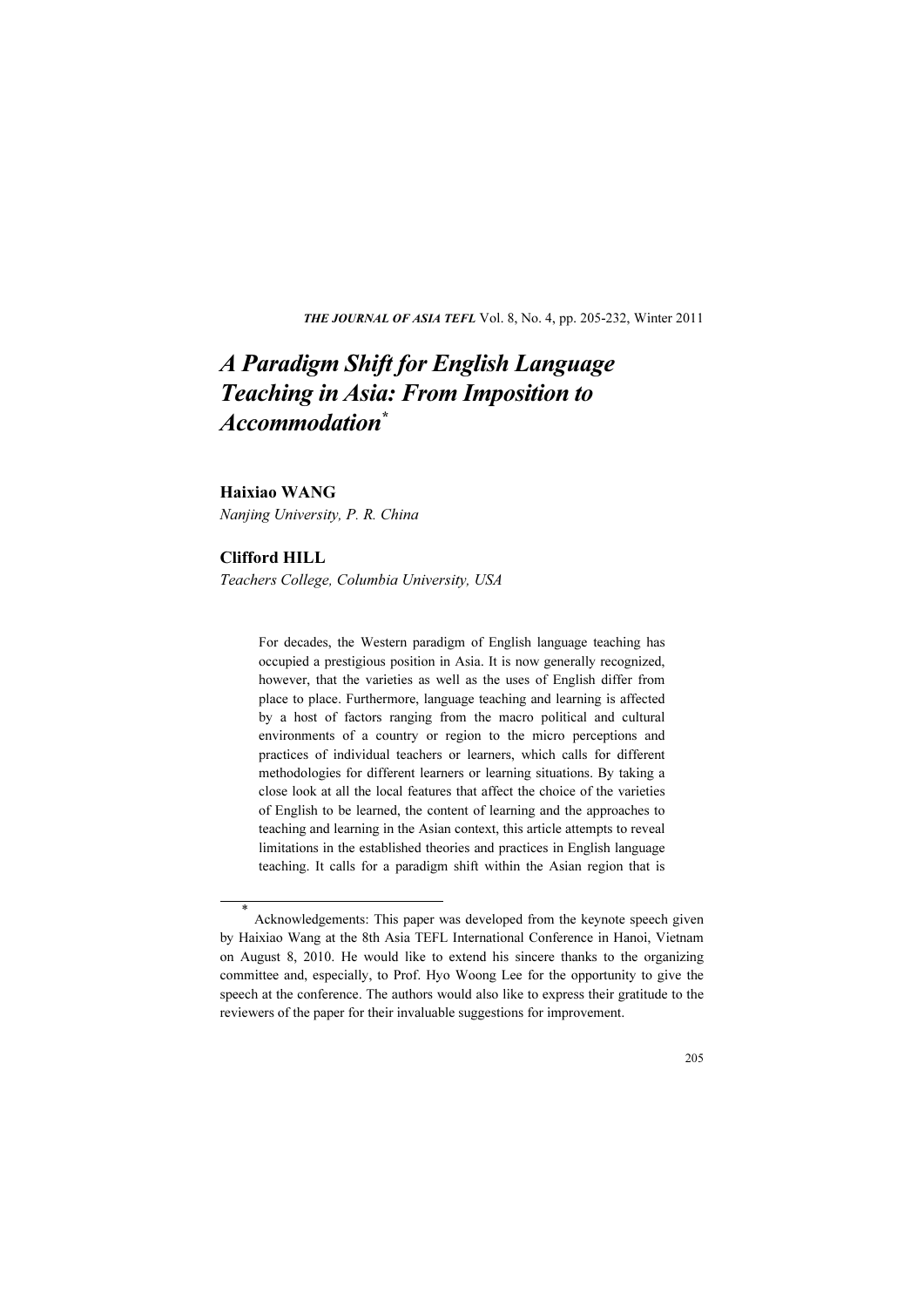# A Paradigm Shift for English Language Teaching in Asia: From Imposition to Accommodation[*]

**Haixiao WANG**

*Nanjing University, P. R. China*

**Clifford HILL**

*Teachers College, Columbia University, USA*

> For decades, the Western paradigm of English language teaching has occupied a prestigious position in Asia. It is now generally recognized, however, that the varieties as well as the uses of English differ from place to place. Furthermore, language teaching and learning is affected by a host of factors ranging from the macro political and cultural environments of a country or region to the micro perceptions and practices of individual teachers or learners, which calls for different methodologies for different learners or learning situations. By taking a close look at all the local features that affect the choice of the varieties of English to be learned, the content of learning and the approaches to teaching and learning in the Asian context, this article attempts to reveal limitations in the established theories and practices in English language teaching. It calls for a paradigm shift within the Asian region that is

---

[*] Acknowledgements: This paper was developed from the keynote speech given by Haixiao Wang at the 8th Asia TEFL International Conference in Hanoi, Vietnam on August 8, 2010. He would like to extend his sincere thanks to the organizing committee and, especially, to Prof. Hyo Woong Lee for the opportunity to give the speech at the conference. The authors would also like to express their gratitude to the reviewers of the paper for their invaluable suggestions for improvement.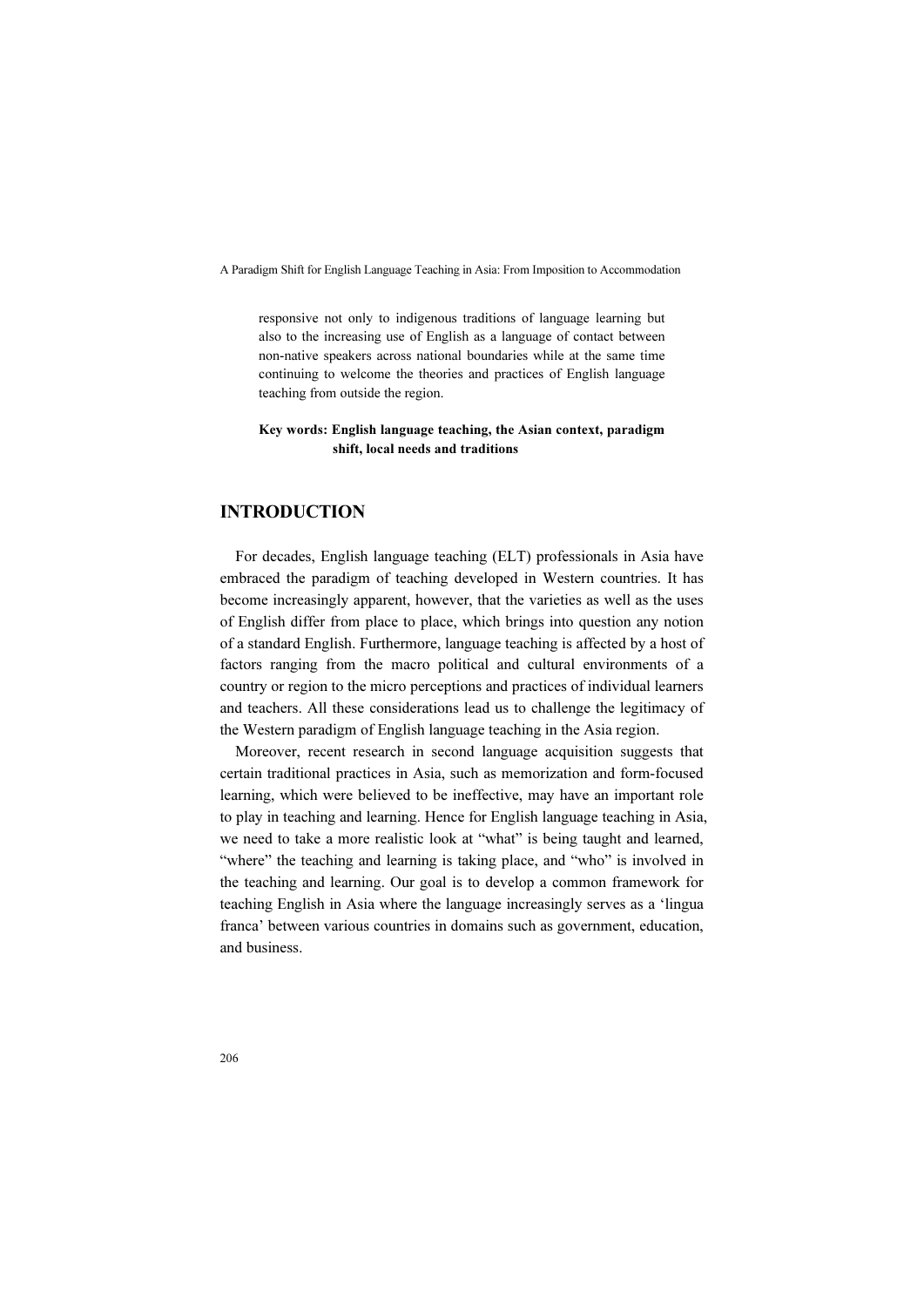responsive not only to indigenous traditions of language learning but also to the increasing use of English as a language of contact between non-native speakers across national boundaries while at the same time continuing to welcome the theories and practices of English language teaching from outside the region.

**Key words: English language teaching, the Asian context, paradigm shift, local needs and traditions**

## INTRODUCTION

For decades, English language teaching (ELT) professionals in Asia have embraced the paradigm of teaching developed in Western countries. It has become increasingly apparent, however, that the varieties as well as the uses of English differ from place to place, which brings into question any notion of a standard English. Furthermore, language teaching is affected by a host of factors ranging from the macro political and cultural environments of a country or region to the micro perceptions and practices of individual learners and teachers. All these considerations lead us to challenge the legitimacy of the Western paradigm of English language teaching in the Asia region.

Moreover, recent research in second language acquisition suggests that certain traditional practices in Asia, such as memorization and form-focused learning, which were believed to be ineffective, may have an important role to play in teaching and learning. Hence for English language teaching in Asia, we need to take a more realistic look at "what" is being taught and learned, "where" the teaching and learning is taking place, and "who" is involved in the teaching and learning. Our goal is to develop a common framework for teaching English in Asia where the language increasingly serves as a 'lingua franca' between various countries in domains such as government, education, and business.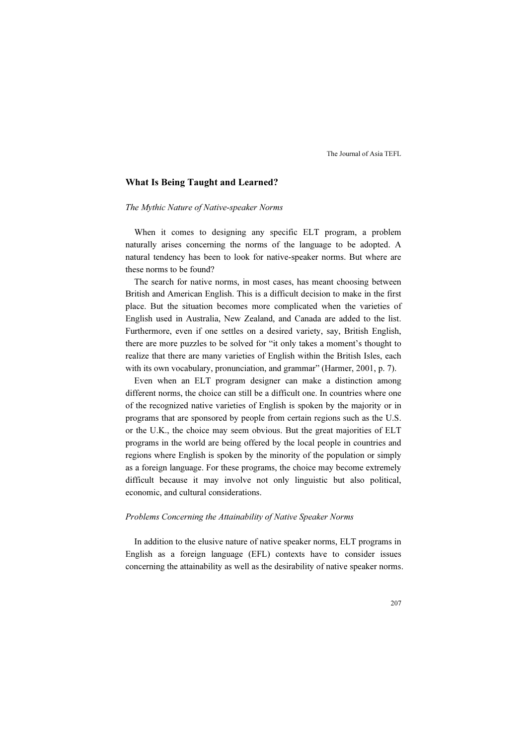## What Is Being Taught and Learned?

### *The Mythic Nature of Native-speaker Norms*

When it comes to designing any specific ELT program, a problem naturally arises concerning the norms of the language to be adopted. A natural tendency has been to look for native-speaker norms. But where are these norms to be found?

The search for native norms, in most cases, has meant choosing between British and American English. This is a difficult decision to make in the first place. But the situation becomes more complicated when the varieties of English used in Australia, New Zealand, and Canada are added to the list. Furthermore, even if one settles on a desired variety, say, British English, there are more puzzles to be solved for "it only takes a moment's thought to realize that there are many varieties of English within the British Isles, each with its own vocabulary, pronunciation, and grammar" (Harmer, 2001, p. 7).

Even when an ELT program designer can make a distinction among different norms, the choice can still be a difficult one. In countries where one of the recognized native varieties of English is spoken by the majority or in programs that are sponsored by people from certain regions such as the U.S. or the U.K., the choice may seem obvious. But the great majorities of ELT programs in the world are being offered by the local people in countries and regions where English is spoken by the minority of the population or simply as a foreign language. For these programs, the choice may become extremely difficult because it may involve not only linguistic but also political, economic, and cultural considerations.

### *Problems Concerning the Attainability of Native Speaker Norms*

In addition to the elusive nature of native speaker norms, ELT programs in English as a foreign language (EFL) contexts have to consider issues concerning the attainability as well as the desirability of native speaker norms.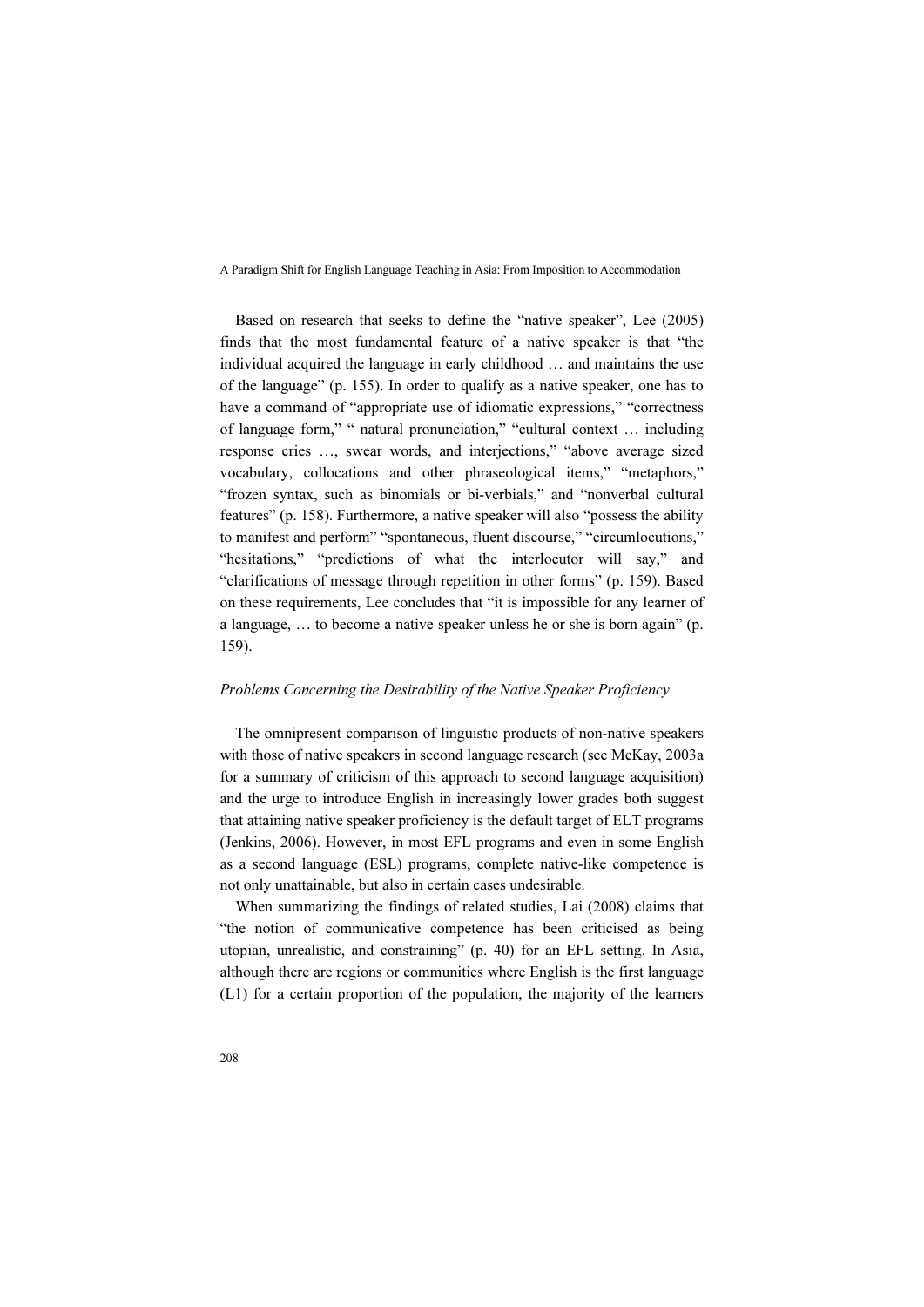Based on research that seeks to define the "native speaker", Lee (2005) finds that the most fundamental feature of a native speaker is that "the individual acquired the language in early childhood … and maintains the use of the language" (p. 155). In order to qualify as a native speaker, one has to have a command of "appropriate use of idiomatic expressions," "correctness of language form," " natural pronunciation," "cultural context … including response cries …, swear words, and interjections," "above average sized vocabulary, collocations and other phraseological items," "metaphors," "frozen syntax, such as binomials or bi-verbials," and "nonverbal cultural features" (p. 158). Furthermore, a native speaker will also "possess the ability to manifest and perform" "spontaneous, fluent discourse," "circumlocutions," "hesitations," "predictions of what the interlocutor will say," and "clarifications of message through repetition in other forms" (p. 159). Based on these requirements, Lee concludes that "it is impossible for any learner of a language, … to become a native speaker unless he or she is born again" (p. 159).

*Problems Concerning the Desirability of the Native Speaker Proficiency*

The omnipresent comparison of linguistic products of non-native speakers with those of native speakers in second language research (see McKay, 2003a for a summary of criticism of this approach to second language acquisition) and the urge to introduce English in increasingly lower grades both suggest that attaining native speaker proficiency is the default target of ELT programs (Jenkins, 2006). However, in most EFL programs and even in some English as a second language (ESL) programs, complete native-like competence is not only unattainable, but also in certain cases undesirable.

When summarizing the findings of related studies, Lai (2008) claims that "the notion of communicative competence has been criticised as being utopian, unrealistic, and constraining" (p. 40) for an EFL setting. In Asia, although there are regions or communities where English is the first language (L1) for a certain proportion of the population, the majority of the learners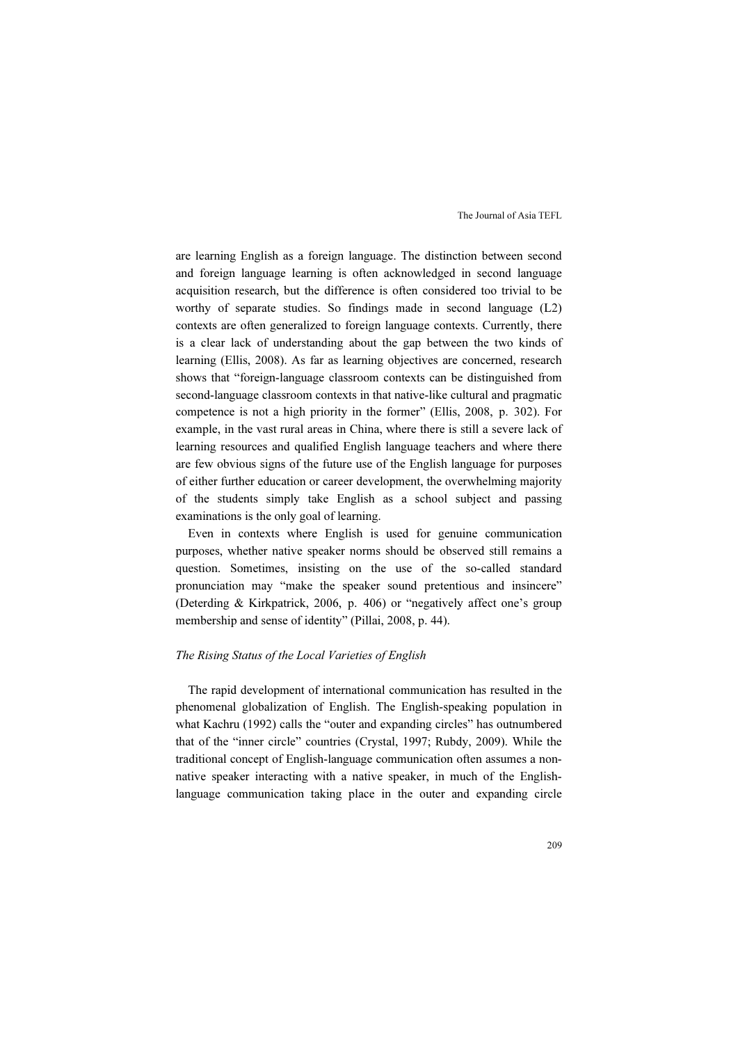are learning English as a foreign language. The distinction between second and foreign language learning is often acknowledged in second language acquisition research, but the difference is often considered too trivial to be worthy of separate studies. So findings made in second language (L2) contexts are often generalized to foreign language contexts. Currently, there is a clear lack of understanding about the gap between the two kinds of learning (Ellis, 2008). As far as learning objectives are concerned, research shows that "foreign-language classroom contexts can be distinguished from second-language classroom contexts in that native-like cultural and pragmatic competence is not a high priority in the former" (Ellis, 2008, p. 302). For example, in the vast rural areas in China, where there is still a severe lack of learning resources and qualified English language teachers and where there are few obvious signs of the future use of the English language for purposes of either further education or career development, the overwhelming majority of the students simply take English as a school subject and passing examinations is the only goal of learning.

Even in contexts where English is used for genuine communication purposes, whether native speaker norms should be observed still remains a question. Sometimes, insisting on the use of the so-called standard pronunciation may "make the speaker sound pretentious and insincere" (Deterding & Kirkpatrick, 2006, p. 406) or "negatively affect one's group membership and sense of identity" (Pillai, 2008, p. 44).

### *The Rising Status of the Local Varieties of English*

The rapid development of international communication has resulted in the phenomenal globalization of English. The English-speaking population in what Kachru (1992) calls the "outer and expanding circles" has outnumbered that of the "inner circle" countries (Crystal, 1997; Rubdy, 2009). While the traditional concept of English-language communication often assumes a non-native speaker interacting with a native speaker, in much of the English-language communication taking place in the outer and expanding circle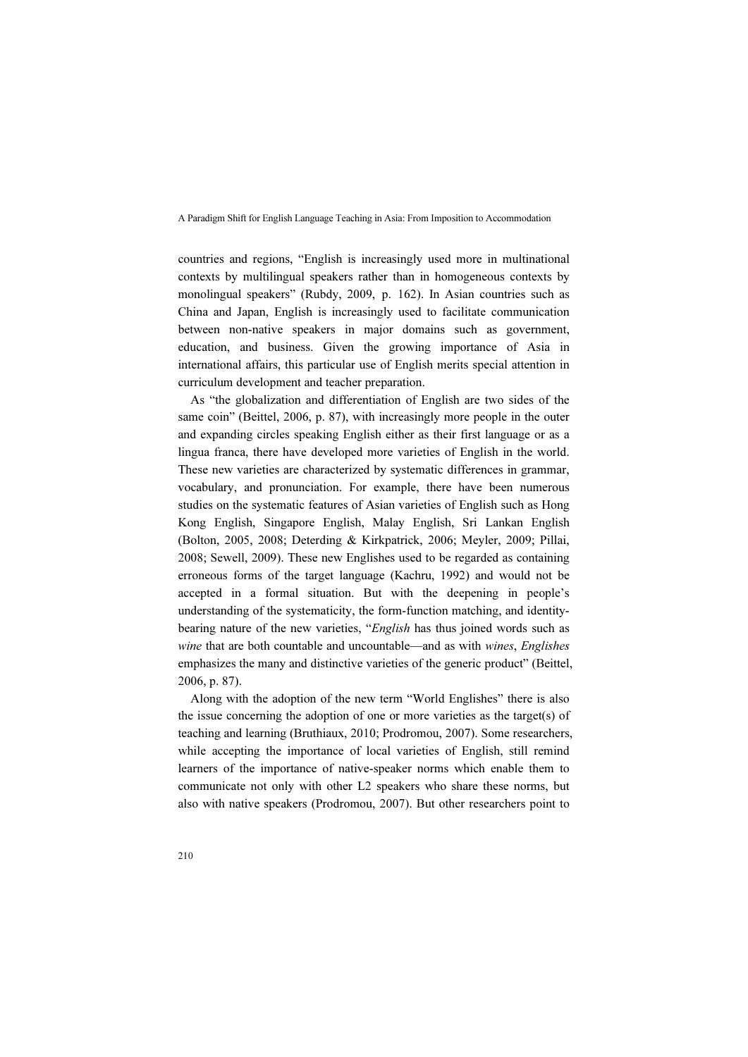countries and regions, "English is increasingly used more in multinational contexts by multilingual speakers rather than in homogeneous contexts by monolingual speakers" (Rubdy, 2009, p. 162). In Asian countries such as China and Japan, English is increasingly used to facilitate communication between non-native speakers in major domains such as government, education, and business. Given the growing importance of Asia in international affairs, this particular use of English merits special attention in curriculum development and teacher preparation.

As "the globalization and differentiation of English are two sides of the same coin" (Beittel, 2006, p. 87), with increasingly more people in the outer and expanding circles speaking English either as their first language or as a lingua franca, there have developed more varieties of English in the world. These new varieties are characterized by systematic differences in grammar, vocabulary, and pronunciation. For example, there have been numerous studies on the systematic features of Asian varieties of English such as Hong Kong English, Singapore English, Malay English, Sri Lankan English (Bolton, 2005, 2008; Deterding & Kirkpatrick, 2006; Meyler, 2009; Pillai, 2008; Sewell, 2009). These new Englishes used to be regarded as containing erroneous forms of the target language (Kachru, 1992) and would not be accepted in a formal situation. But with the deepening in people's understanding of the systematicity, the form-function matching, and identity-bearing nature of the new varieties, "*English* has thus joined words such as *wine* that are both countable and uncountable—and as with *wines*, *Englishes* emphasizes the many and distinctive varieties of the generic product" (Beittel, 2006, p. 87).

Along with the adoption of the new term "World Englishes" there is also the issue concerning the adoption of one or more varieties as the target(s) of teaching and learning (Bruthiaux, 2010; Prodromou, 2007). Some researchers, while accepting the importance of local varieties of English, still remind learners of the importance of native-speaker norms which enable them to communicate not only with other L2 speakers who share these norms, but also with native speakers (Prodromou, 2007). But other researchers point to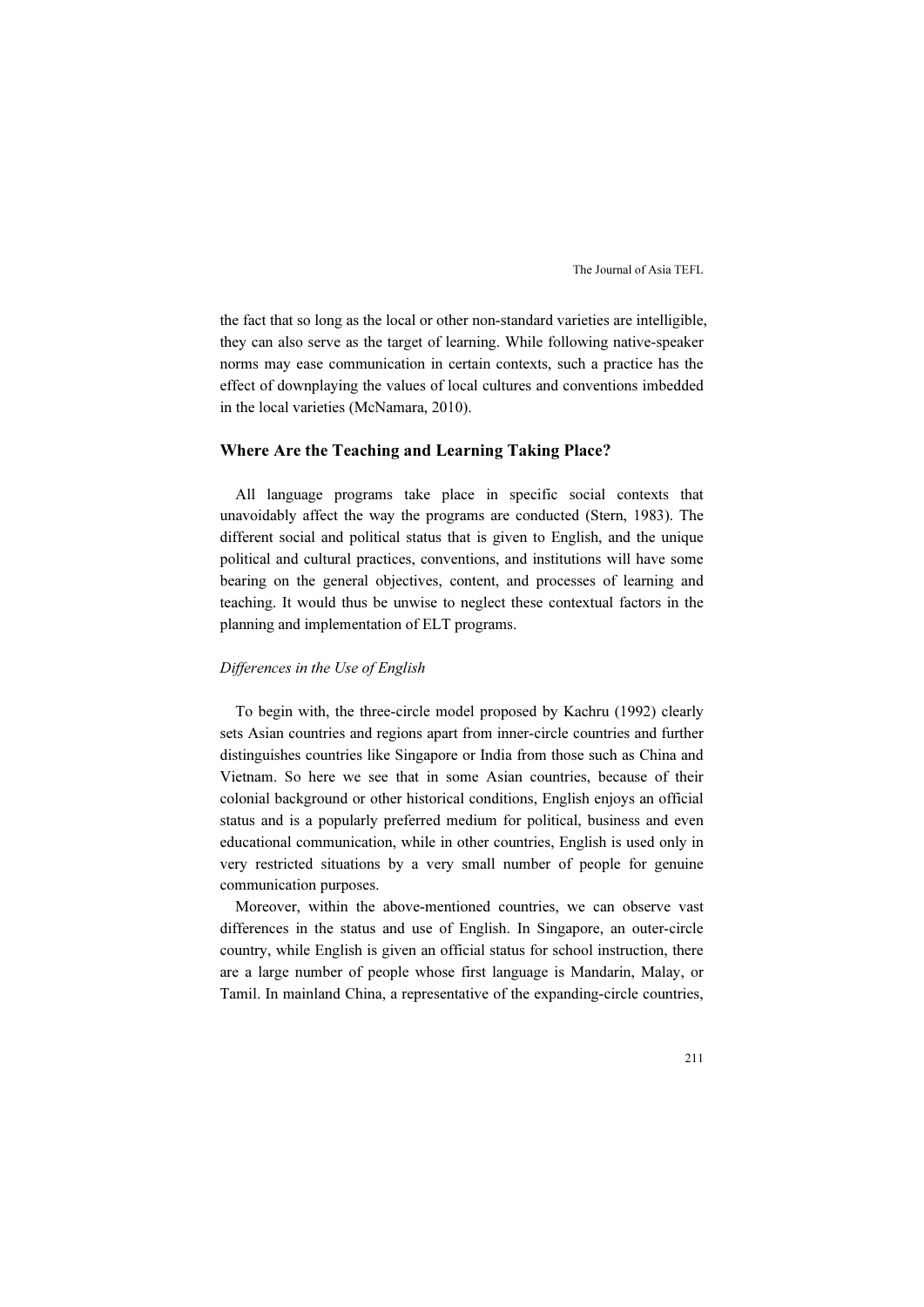the fact that so long as the local or other non-standard varieties are intelligible, they can also serve as the target of learning. While following native-speaker norms may ease communication in certain contexts, such a practice has the effect of downplaying the values of local cultures and conventions imbedded in the local varieties (McNamara, 2010).

## Where Are the Teaching and Learning Taking Place?

All language programs take place in specific social contexts that unavoidably affect the way the programs are conducted (Stern, 1983). The different social and political status that is given to English, and the unique political and cultural practices, conventions, and institutions will have some bearing on the general objectives, content, and processes of learning and teaching. It would thus be unwise to neglect these contextual factors in the planning and implementation of ELT programs.

### *Differences in the Use of English*

To begin with, the three-circle model proposed by Kachru (1992) clearly sets Asian countries and regions apart from inner-circle countries and further distinguishes countries like Singapore or India from those such as China and Vietnam. So here we see that in some Asian countries, because of their colonial background or other historical conditions, English enjoys an official status and is a popularly preferred medium for political, business and even educational communication, while in other countries, English is used only in very restricted situations by a very small number of people for genuine communication purposes.

Moreover, within the above-mentioned countries, we can observe vast differences in the status and use of English. In Singapore, an outer-circle country, while English is given an official status for school instruction, there are a large number of people whose first language is Mandarin, Malay, or Tamil. In mainland China, a representative of the expanding-circle countries,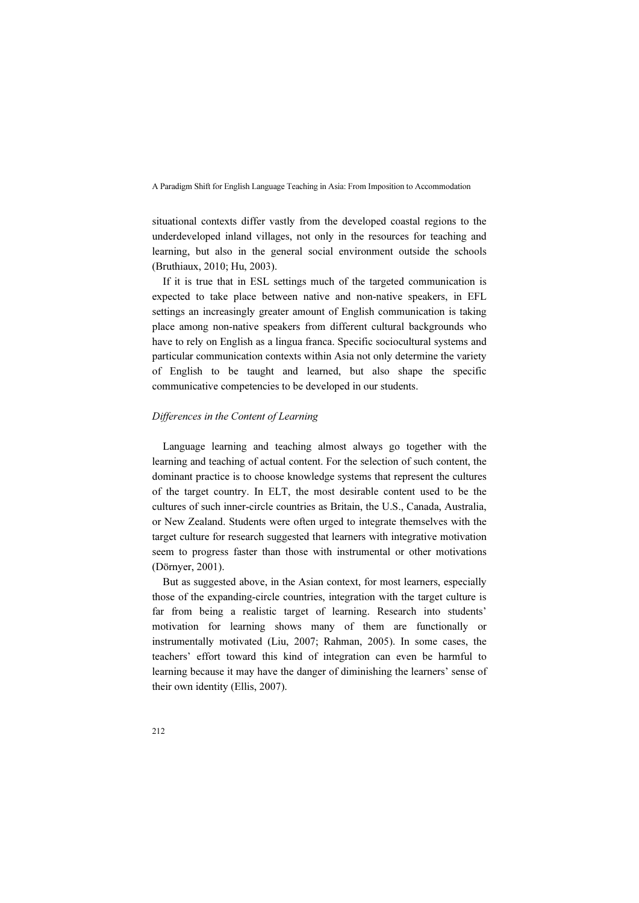situational contexts differ vastly from the developed coastal regions to the underdeveloped inland villages, not only in the resources for teaching and learning, but also in the general social environment outside the schools (Bruthiaux, 2010; Hu, 2003).

If it is true that in ESL settings much of the targeted communication is expected to take place between native and non-native speakers, in EFL settings an increasingly greater amount of English communication is taking place among non-native speakers from different cultural backgrounds who have to rely on English as a lingua franca. Specific sociocultural systems and particular communication contexts within Asia not only determine the variety of English to be taught and learned, but also shape the specific communicative competencies to be developed in our students.

*Differences in the Content of Learning*

Language learning and teaching almost always go together with the learning and teaching of actual content. For the selection of such content, the dominant practice is to choose knowledge systems that represent the cultures of the target country. In ELT, the most desirable content used to be the cultures of such inner-circle countries as Britain, the U.S., Canada, Australia, or New Zealand. Students were often urged to integrate themselves with the target culture for research suggested that learners with integrative motivation seem to progress faster than those with instrumental or other motivations (Dörnyer, 2001).

But as suggested above, in the Asian context, for most learners, especially those of the expanding-circle countries, integration with the target culture is far from being a realistic target of learning. Research into students' motivation for learning shows many of them are functionally or instrumentally motivated (Liu, 2007; Rahman, 2005). In some cases, the teachers' effort toward this kind of integration can even be harmful to learning because it may have the danger of diminishing the learners' sense of their own identity (Ellis, 2007).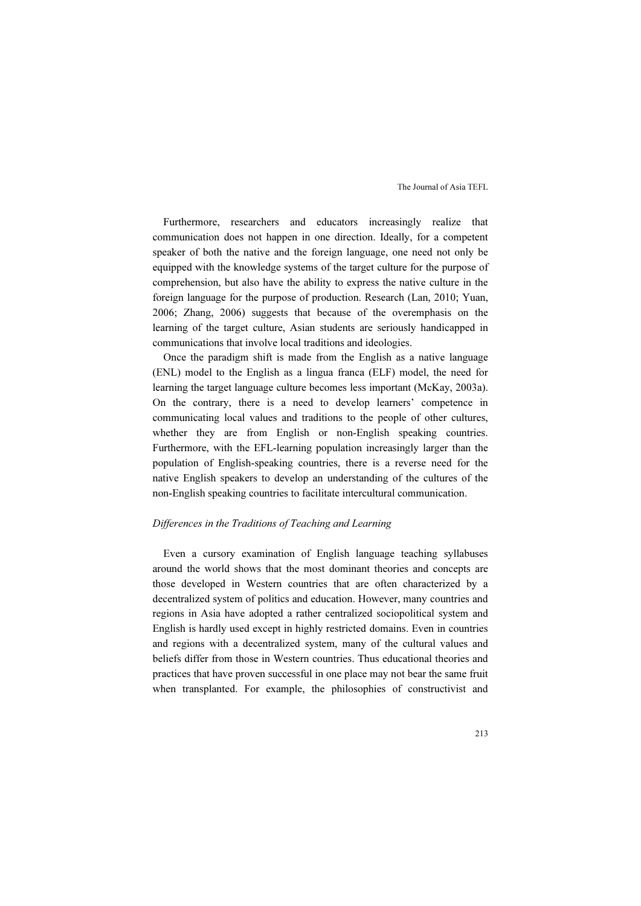Furthermore, researchers and educators increasingly realize that communication does not happen in one direction. Ideally, for a competent speaker of both the native and the foreign language, one need not only be equipped with the knowledge systems of the target culture for the purpose of comprehension, but also have the ability to express the native culture in the foreign language for the purpose of production. Research (Lan, 2010; Yuan, 2006; Zhang, 2006) suggests that because of the overemphasis on the learning of the target culture, Asian students are seriously handicapped in communications that involve local traditions and ideologies.

Once the paradigm shift is made from the English as a native language (ENL) model to the English as a lingua franca (ELF) model, the need for learning the target language culture becomes less important (McKay, 2003a). On the contrary, there is a need to develop learners' competence in communicating local values and traditions to the people of other cultures, whether they are from English or non-English speaking countries. Furthermore, with the EFL-learning population increasingly larger than the population of English-speaking countries, there is a reverse need for the native English speakers to develop an understanding of the cultures of the non-English speaking countries to facilitate intercultural communication.

### *Differences in the Traditions of Teaching and Learning*

Even a cursory examination of English language teaching syllabuses around the world shows that the most dominant theories and concepts are those developed in Western countries that are often characterized by a decentralized system of politics and education. However, many countries and regions in Asia have adopted a rather centralized sociopolitical system and English is hardly used except in highly restricted domains. Even in countries and regions with a decentralized system, many of the cultural values and beliefs differ from those in Western countries. Thus educational theories and practices that have proven successful in one place may not bear the same fruit when transplanted. For example, the philosophies of constructivist and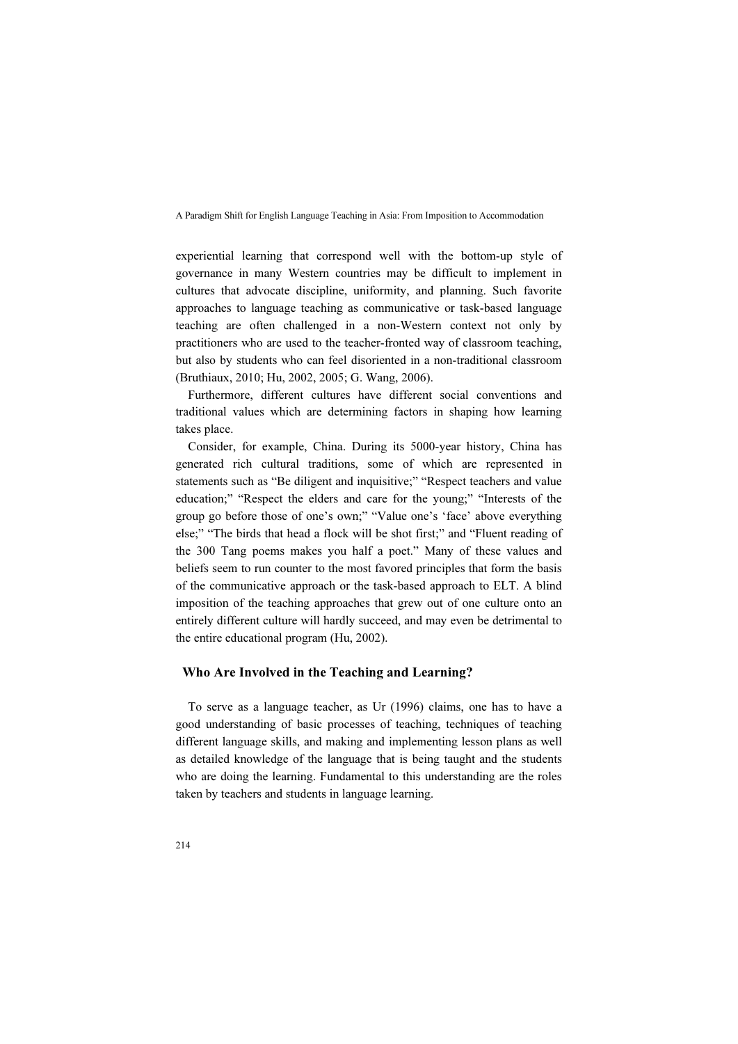experiential learning that correspond well with the bottom-up style of governance in many Western countries may be difficult to implement in cultures that advocate discipline, uniformity, and planning. Such favorite approaches to language teaching as communicative or task-based language teaching are often challenged in a non-Western context not only by practitioners who are used to the teacher-fronted way of classroom teaching, but also by students who can feel disoriented in a non-traditional classroom (Bruthiaux, 2010; Hu, 2002, 2005; G. Wang, 2006).

Furthermore, different cultures have different social conventions and traditional values which are determining factors in shaping how learning takes place.

Consider, for example, China. During its 5000-year history, China has generated rich cultural traditions, some of which are represented in statements such as "Be diligent and inquisitive;" "Respect teachers and value education;" "Respect the elders and care for the young;" "Interests of the group go before those of one's own;" "Value one's 'face' above everything else;" "The birds that head a flock will be shot first;" and "Fluent reading of the 300 Tang poems makes you half a poet." Many of these values and beliefs seem to run counter to the most favored principles that form the basis of the communicative approach or the task-based approach to ELT. A blind imposition of the teaching approaches that grew out of one culture onto an entirely different culture will hardly succeed, and may even be detrimental to the entire educational program (Hu, 2002).

## Who Are Involved in the Teaching and Learning?

To serve as a language teacher, as Ur (1996) claims, one has to have a good understanding of basic processes of teaching, techniques of teaching different language skills, and making and implementing lesson plans as well as detailed knowledge of the language that is being taught and the students who are doing the learning. Fundamental to this understanding are the roles taken by teachers and students in language learning.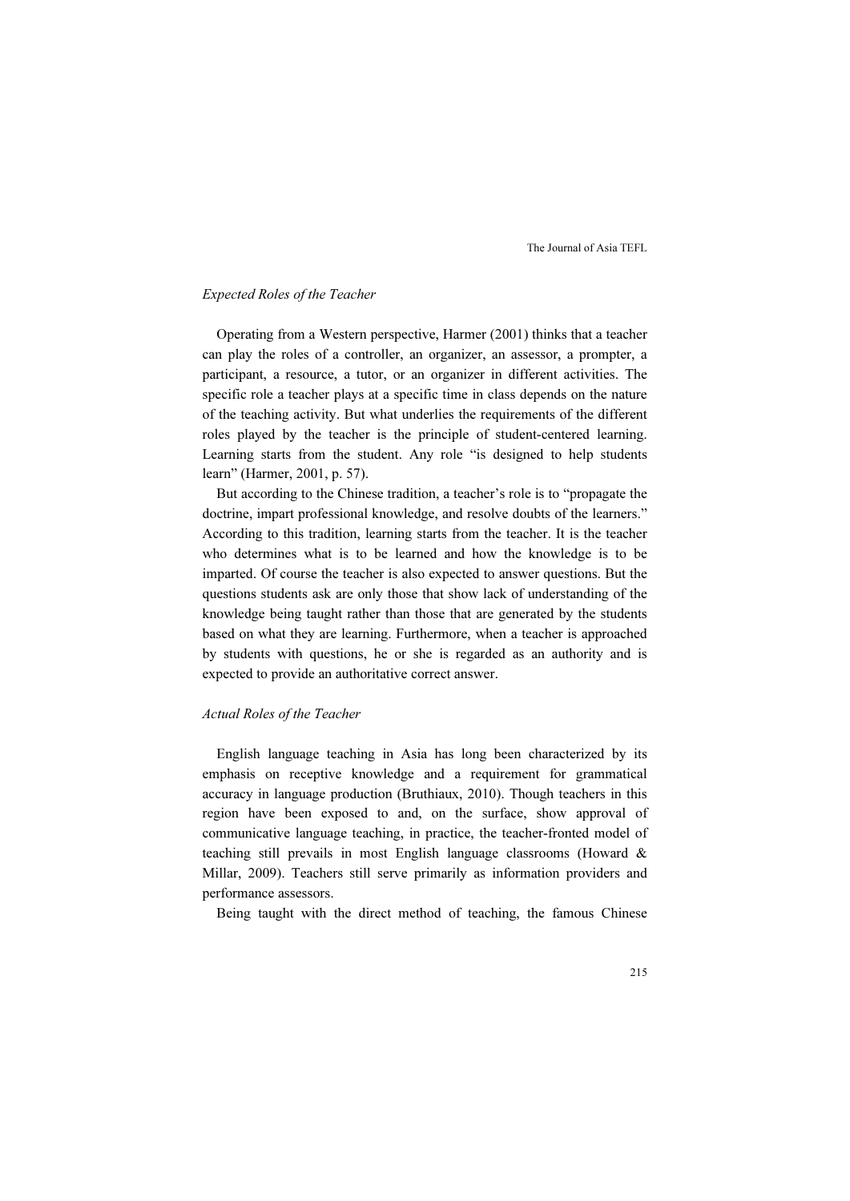*Expected Roles of the Teacher*

Operating from a Western perspective, Harmer (2001) thinks that a teacher can play the roles of a controller, an organizer, an assessor, a prompter, a participant, a resource, a tutor, or an organizer in different activities. The specific role a teacher plays at a specific time in class depends on the nature of the teaching activity. But what underlies the requirements of the different roles played by the teacher is the principle of student-centered learning. Learning starts from the student. Any role "is designed to help students learn" (Harmer, 2001, p. 57).

But according to the Chinese tradition, a teacher's role is to "propagate the doctrine, impart professional knowledge, and resolve doubts of the learners." According to this tradition, learning starts from the teacher. It is the teacher who determines what is to be learned and how the knowledge is to be imparted. Of course the teacher is also expected to answer questions. But the questions students ask are only those that show lack of understanding of the knowledge being taught rather than those that are generated by the students based on what they are learning. Furthermore, when a teacher is approached by students with questions, he or she is regarded as an authority and is expected to provide an authoritative correct answer.

*Actual Roles of the Teacher*

English language teaching in Asia has long been characterized by its emphasis on receptive knowledge and a requirement for grammatical accuracy in language production (Bruthiaux, 2010). Though teachers in this region have been exposed to and, on the surface, show approval of communicative language teaching, in practice, the teacher-fronted model of teaching still prevails in most English language classrooms (Howard & Millar, 2009). Teachers still serve primarily as information providers and performance assessors.

Being taught with the direct method of teaching, the famous Chinese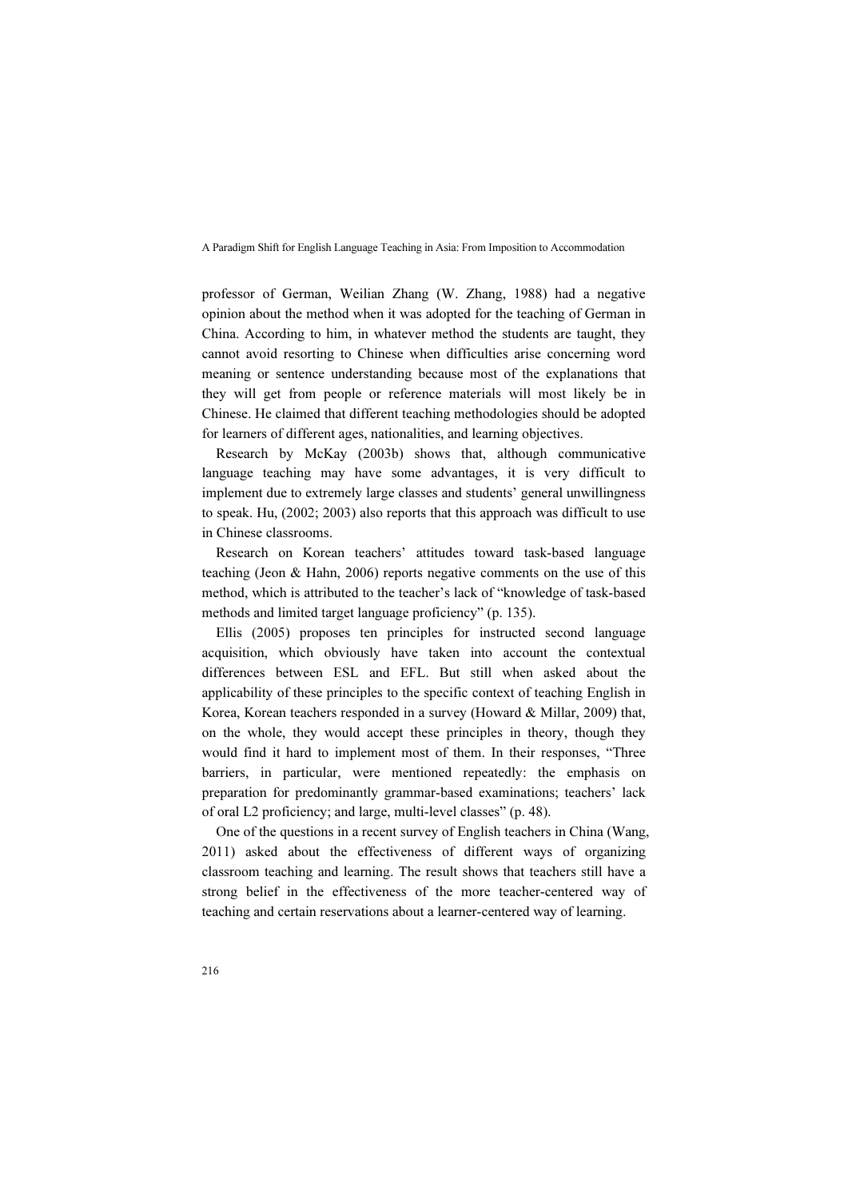professor of German, Weilian Zhang (W. Zhang, 1988) had a negative opinion about the method when it was adopted for the teaching of German in China. According to him, in whatever method the students are taught, they cannot avoid resorting to Chinese when difficulties arise concerning word meaning or sentence understanding because most of the explanations that they will get from people or reference materials will most likely be in Chinese. He claimed that different teaching methodologies should be adopted for learners of different ages, nationalities, and learning objectives.

Research by McKay (2003b) shows that, although communicative language teaching may have some advantages, it is very difficult to implement due to extremely large classes and students' general unwillingness to speak. Hu, (2002; 2003) also reports that this approach was difficult to use in Chinese classrooms.

Research on Korean teachers' attitudes toward task-based language teaching (Jeon & Hahn, 2006) reports negative comments on the use of this method, which is attributed to the teacher's lack of "knowledge of task-based methods and limited target language proficiency" (p. 135).

Ellis (2005) proposes ten principles for instructed second language acquisition, which obviously have taken into account the contextual differences between ESL and EFL. But still when asked about the applicability of these principles to the specific context of teaching English in Korea, Korean teachers responded in a survey (Howard & Millar, 2009) that, on the whole, they would accept these principles in theory, though they would find it hard to implement most of them. In their responses, "Three barriers, in particular, were mentioned repeatedly: the emphasis on preparation for predominantly grammar-based examinations; teachers' lack of oral L2 proficiency; and large, multi-level classes" (p. 48).

One of the questions in a recent survey of English teachers in China (Wang, 2011) asked about the effectiveness of different ways of organizing classroom teaching and learning. The result shows that teachers still have a strong belief in the effectiveness of the more teacher-centered way of teaching and certain reservations about a learner-centered way of learning.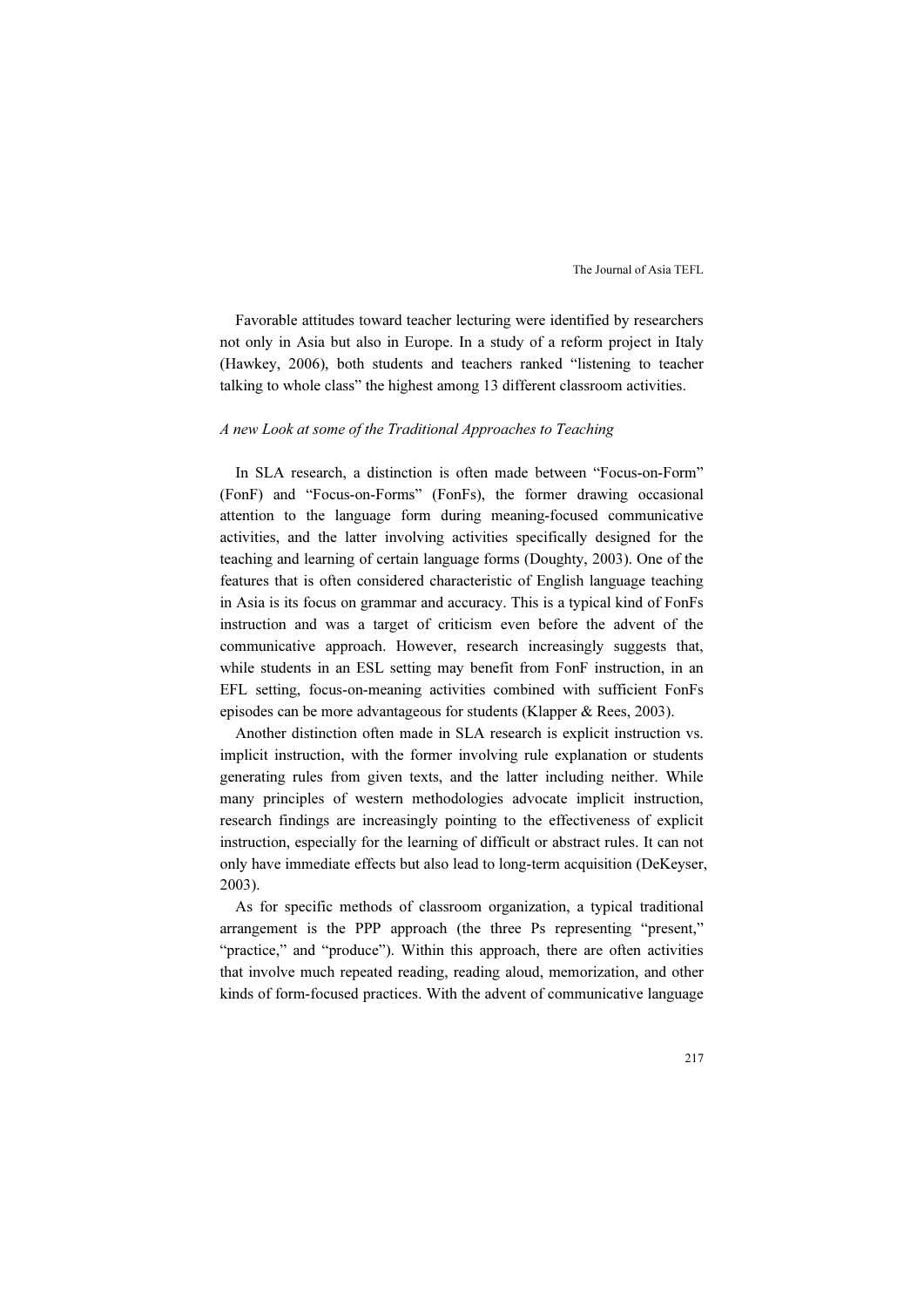Favorable attitudes toward teacher lecturing were identified by researchers not only in Asia but also in Europe. In a study of a reform project in Italy (Hawkey, 2006), both students and teachers ranked “listening to teacher talking to whole class” the highest among 13 different classroom activities.

*A new Look at some of the Traditional Approaches to Teaching*

In SLA research, a distinction is often made between “Focus-on-Form” (FonF) and “Focus-on-Forms” (FonFs), the former drawing occasional attention to the language form during meaning-focused communicative activities, and the latter involving activities specifically designed for the teaching and learning of certain language forms (Doughty, 2003). One of the features that is often considered characteristic of English language teaching in Asia is its focus on grammar and accuracy. This is a typical kind of FonFs instruction and was a target of criticism even before the advent of the communicative approach. However, research increasingly suggests that, while students in an ESL setting may benefit from FonF instruction, in an EFL setting, focus-on-meaning activities combined with sufficient FonFs episodes can be more advantageous for students (Klapper & Rees, 2003).

Another distinction often made in SLA research is explicit instruction vs. implicit instruction, with the former involving rule explanation or students generating rules from given texts, and the latter including neither. While many principles of western methodologies advocate implicit instruction, research findings are increasingly pointing to the effectiveness of explicit instruction, especially for the learning of difficult or abstract rules. It can not only have immediate effects but also lead to long-term acquisition (DeKeyser, 2003).

As for specific methods of classroom organization, a typical traditional arrangement is the PPP approach (the three Ps representing “present,” “practice,” and “produce”). Within this approach, there are often activities that involve much repeated reading, reading aloud, memorization, and other kinds of form-focused practices. With the advent of communicative language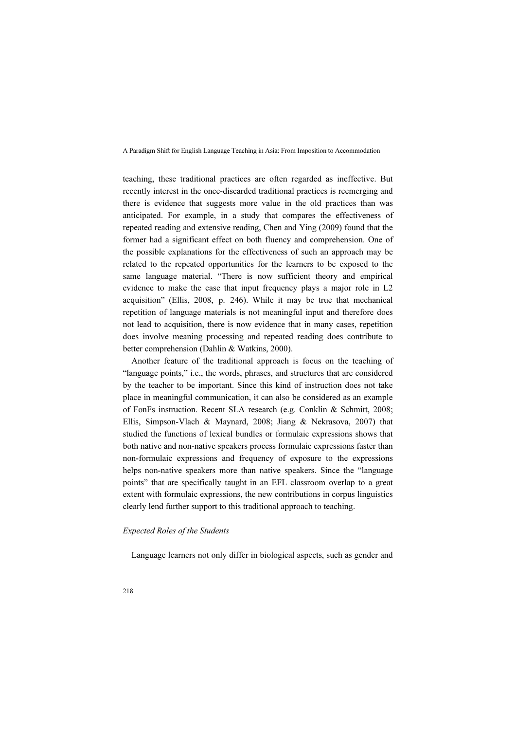teaching, these traditional practices are often regarded as ineffective. But recently interest in the once-discarded traditional practices is reemerging and there is evidence that suggests more value in the old practices than was anticipated. For example, in a study that compares the effectiveness of repeated reading and extensive reading, Chen and Ying (2009) found that the former had a significant effect on both fluency and comprehension. One of the possible explanations for the effectiveness of such an approach may be related to the repeated opportunities for the learners to be exposed to the same language material. "There is now sufficient theory and empirical evidence to make the case that input frequency plays a major role in L2 acquisition" (Ellis, 2008, p. 246). While it may be true that mechanical repetition of language materials is not meaningful input and therefore does not lead to acquisition, there is now evidence that in many cases, repetition does involve meaning processing and repeated reading does contribute to better comprehension (Dahlin & Watkins, 2000).

Another feature of the traditional approach is focus on the teaching of "language points," i.e., the words, phrases, and structures that are considered by the teacher to be important. Since this kind of instruction does not take place in meaningful communication, it can also be considered as an example of FonFs instruction. Recent SLA research (e.g. Conklin & Schmitt, 2008; Ellis, Simpson-Vlach & Maynard, 2008; Jiang & Nekrasova, 2007) that studied the functions of lexical bundles or formulaic expressions shows that both native and non-native speakers process formulaic expressions faster than non-formulaic expressions and frequency of exposure to the expressions helps non-native speakers more than native speakers. Since the "language points" that are specifically taught in an EFL classroom overlap to a great extent with formulaic expressions, the new contributions in corpus linguistics clearly lend further support to this traditional approach to teaching.

*Expected Roles of the Students*

Language learners not only differ in biological aspects, such as gender and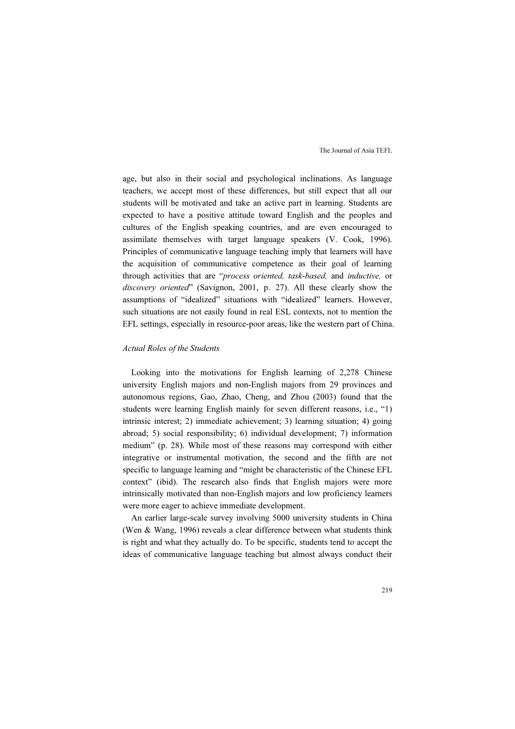age, but also in their social and psychological inclinations. As language teachers, we accept most of these differences, but still expect that all our students will be motivated and take an active part in learning. Students are expected to have a positive attitude toward English and the peoples and cultures of the English speaking countries, and are even encouraged to assimilate themselves with target language speakers (V. Cook, 1996). Principles of communicative language teaching imply that learners will have the acquisition of communicative competence as their goal of learning through activities that are "*process oriented, task-based,* and *inductive,* or *discovery oriented*" (Savignon, 2001, p. 27). All these clearly show the assumptions of "idealized" situations with "idealized" learners. However, such situations are not easily found in real ESL contexts, not to mention the EFL settings, especially in resource-poor areas, like the western part of China.

### *Actual Roles of the Students*

Looking into the motivations for English learning of 2,278 Chinese university English majors and non-English majors from 29 provinces and autonomous regions, Gao, Zhao, Cheng, and Zhou (2003) found that the students were learning English mainly for seven different reasons, i.e., "1) intrinsic interest; 2) immediate achievement; 3) learning situation; 4) going abroad; 5) social responsibility; 6) individual development; 7) information medium" (p. 28). While most of these reasons may correspond with either integrative or instrumental motivation, the second and the fifth are not specific to language learning and "might be characteristic of the Chinese EFL context" (ibid). The research also finds that English majors were more intrinsically motivated than non-English majors and low proficiency learners were more eager to achieve immediate development.

An earlier large-scale survey involving 5000 university students in China (Wen & Wang, 1996) reveals a clear difference between what students think is right and what they actually do. To be specific, students tend to accept the ideas of communicative language teaching but almost always conduct their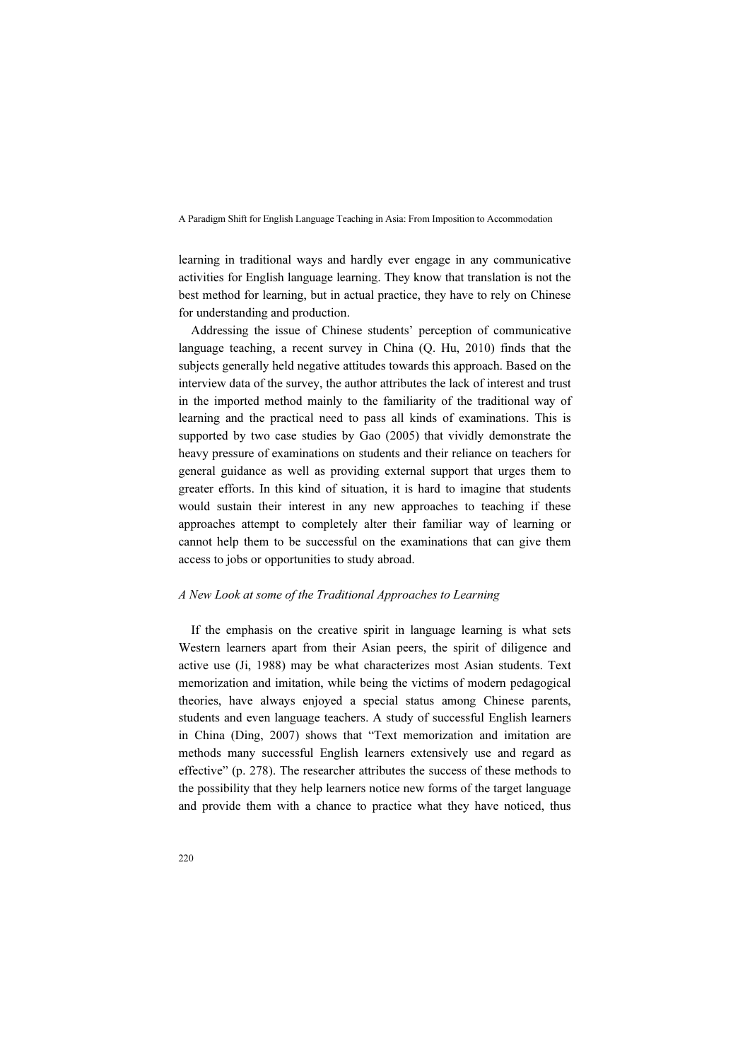learning in traditional ways and hardly ever engage in any communicative activities for English language learning. They know that translation is not the best method for learning, but in actual practice, they have to rely on Chinese for understanding and production.

Addressing the issue of Chinese students' perception of communicative language teaching, a recent survey in China (Q. Hu, 2010) finds that the subjects generally held negative attitudes towards this approach. Based on the interview data of the survey, the author attributes the lack of interest and trust in the imported method mainly to the familiarity of the traditional way of learning and the practical need to pass all kinds of examinations. This is supported by two case studies by Gao (2005) that vividly demonstrate the heavy pressure of examinations on students and their reliance on teachers for general guidance as well as providing external support that urges them to greater efforts. In this kind of situation, it is hard to imagine that students would sustain their interest in any new approaches to teaching if these approaches attempt to completely alter their familiar way of learning or cannot help them to be successful on the examinations that can give them access to jobs or opportunities to study abroad.

### *A New Look at some of the Traditional Approaches to Learning*

If the emphasis on the creative spirit in language learning is what sets Western learners apart from their Asian peers, the spirit of diligence and active use (Ji, 1988) may be what characterizes most Asian students. Text memorization and imitation, while being the victims of modern pedagogical theories, have always enjoyed a special status among Chinese parents, students and even language teachers. A study of successful English learners in China (Ding, 2007) shows that "Text memorization and imitation are methods many successful English learners extensively use and regard as effective" (p. 278). The researcher attributes the success of these methods to the possibility that they help learners notice new forms of the target language and provide them with a chance to practice what they have noticed, thus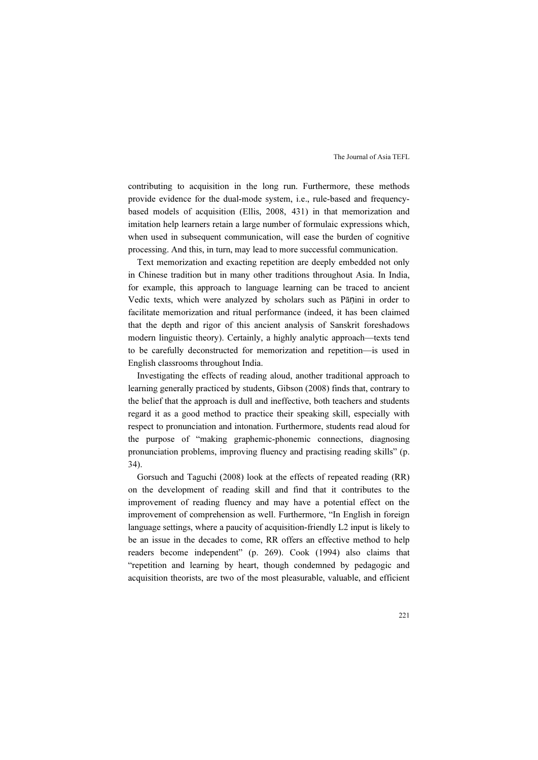contributing to acquisition in the long run. Furthermore, these methods provide evidence for the dual-mode system, i.e., rule-based and frequency-based models of acquisition (Ellis, 2008, 431) in that memorization and imitation help learners retain a large number of formulaic expressions which, when used in subsequent communication, will ease the burden of cognitive processing. And this, in turn, may lead to more successful communication.

Text memorization and exacting repetition are deeply embedded not only in Chinese tradition but in many other traditions throughout Asia. In India, for example, this approach to language learning can be traced to ancient Vedic texts, which were analyzed by scholars such as Pāṇini in order to facilitate memorization and ritual performance (indeed, it has been claimed that the depth and rigor of this ancient analysis of Sanskrit foreshadows modern linguistic theory). Certainly, a highly analytic approach—texts tend to be carefully deconstructed for memorization and repetition—is used in English classrooms throughout India.

Investigating the effects of reading aloud, another traditional approach to learning generally practiced by students, Gibson (2008) finds that, contrary to the belief that the approach is dull and ineffective, both teachers and students regard it as a good method to practice their speaking skill, especially with respect to pronunciation and intonation. Furthermore, students read aloud for the purpose of "making graphemic-phonemic connections, diagnosing pronunciation problems, improving fluency and practising reading skills" (p. 34).

Gorsuch and Taguchi (2008) look at the effects of repeated reading (RR) on the development of reading skill and find that it contributes to the improvement of reading fluency and may have a potential effect on the improvement of comprehension as well. Furthermore, "In English in foreign language settings, where a paucity of acquisition-friendly L2 input is likely to be an issue in the decades to come, RR offers an effective method to help readers become independent" (p. 269). Cook (1994) also claims that "repetition and learning by heart, though condemned by pedagogic and acquisition theorists, are two of the most pleasurable, valuable, and efficient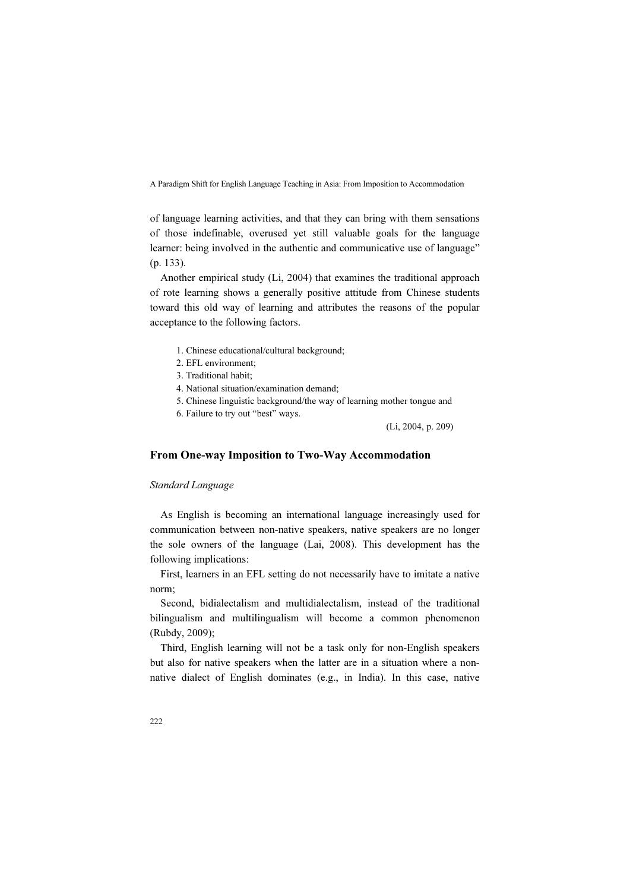of language learning activities, and that they can bring with them sensations of those indefinable, overused yet still valuable goals for the language learner: being involved in the authentic and communicative use of language" (p. 133).

Another empirical study (Li, 2004) that examines the traditional approach of rote learning shows a generally positive attitude from Chinese students toward this old way of learning and attributes the reasons of the popular acceptance to the following factors.

> 1. Chinese educational/cultural background;
> 2. EFL environment;
> 3. Traditional habit;
> 4. National situation/examination demand;
> 5. Chinese linguistic background/the way of learning mother tongue and
> 6. Failure to try out "best" ways.
>
> (Li, 2004, p. 209)

## From One-way Imposition to Two-Way Accommodation

### *Standard Language*

As English is becoming an international language increasingly used for communication between non-native speakers, native speakers are no longer the sole owners of the language (Lai, 2008). This development has the following implications:

First, learners in an EFL setting do not necessarily have to imitate a native norm;

Second, bidialectalism and multidialectalism, instead of the traditional bilingualism and multilingualism will become a common phenomenon (Rubdy, 2009);

Third, English learning will not be a task only for non-English speakers but also for native speakers when the latter are in a situation where a non-native dialect of English dominates (e.g., in India). In this case, native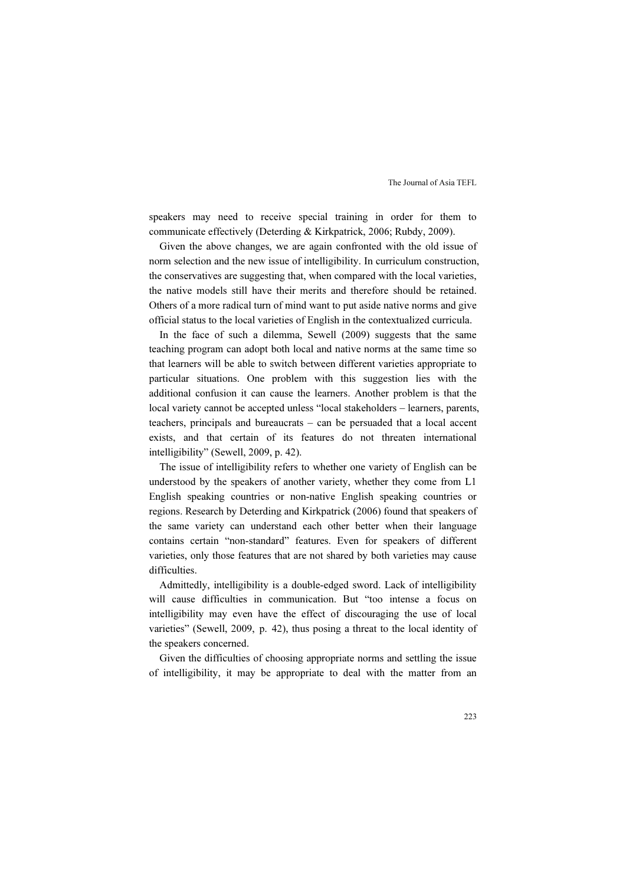speakers may need to receive special training in order for them to communicate effectively (Deterding & Kirkpatrick, 2006; Rubdy, 2009).

Given the above changes, we are again confronted with the old issue of norm selection and the new issue of intelligibility. In curriculum construction, the conservatives are suggesting that, when compared with the local varieties, the native models still have their merits and therefore should be retained. Others of a more radical turn of mind want to put aside native norms and give official status to the local varieties of English in the contextualized curricula.

In the face of such a dilemma, Sewell (2009) suggests that the same teaching program can adopt both local and native norms at the same time so that learners will be able to switch between different varieties appropriate to particular situations. One problem with this suggestion lies with the additional confusion it can cause the learners. Another problem is that the local variety cannot be accepted unless "local stakeholders – learners, parents, teachers, principals and bureaucrats – can be persuaded that a local accent exists, and that certain of its features do not threaten international intelligibility" (Sewell, 2009, p. 42).

The issue of intelligibility refers to whether one variety of English can be understood by the speakers of another variety, whether they come from L1 English speaking countries or non-native English speaking countries or regions. Research by Deterding and Kirkpatrick (2006) found that speakers of the same variety can understand each other better when their language contains certain "non-standard" features. Even for speakers of different varieties, only those features that are not shared by both varieties may cause difficulties.

Admittedly, intelligibility is a double-edged sword. Lack of intelligibility will cause difficulties in communication. But "too intense a focus on intelligibility may even have the effect of discouraging the use of local varieties" (Sewell, 2009, p. 42), thus posing a threat to the local identity of the speakers concerned.

Given the difficulties of choosing appropriate norms and settling the issue of intelligibility, it may be appropriate to deal with the matter from an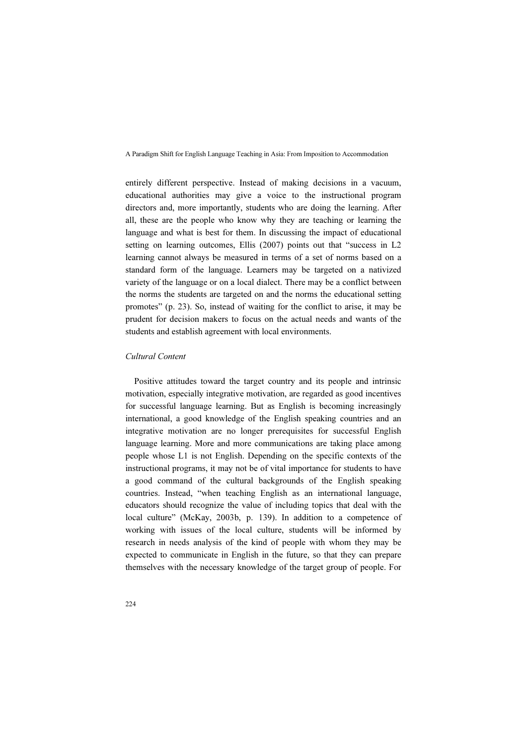entirely different perspective. Instead of making decisions in a vacuum, educational authorities may give a voice to the instructional program directors and, more importantly, students who are doing the learning. After all, these are the people who know why they are teaching or learning the language and what is best for them. In discussing the impact of educational setting on learning outcomes, Ellis (2007) points out that "success in L2 learning cannot always be measured in terms of a set of norms based on a standard form of the language. Learners may be targeted on a nativized variety of the language or on a local dialect. There may be a conflict between the norms the students are targeted on and the norms the educational setting promotes" (p. 23). So, instead of waiting for the conflict to arise, it may be prudent for decision makers to focus on the actual needs and wants of the students and establish agreement with local environments.

*Cultural Content*

Positive attitudes toward the target country and its people and intrinsic motivation, especially integrative motivation, are regarded as good incentives for successful language learning. But as English is becoming increasingly international, a good knowledge of the English speaking countries and an integrative motivation are no longer prerequisites for successful English language learning. More and more communications are taking place among people whose L1 is not English. Depending on the specific contexts of the instructional programs, it may not be of vital importance for students to have a good command of the cultural backgrounds of the English speaking countries. Instead, "when teaching English as an international language, educators should recognize the value of including topics that deal with the local culture" (McKay, 2003b, p. 139). In addition to a competence of working with issues of the local culture, students will be informed by research in needs analysis of the kind of people with whom they may be expected to communicate in English in the future, so that they can prepare themselves with the necessary knowledge of the target group of people. For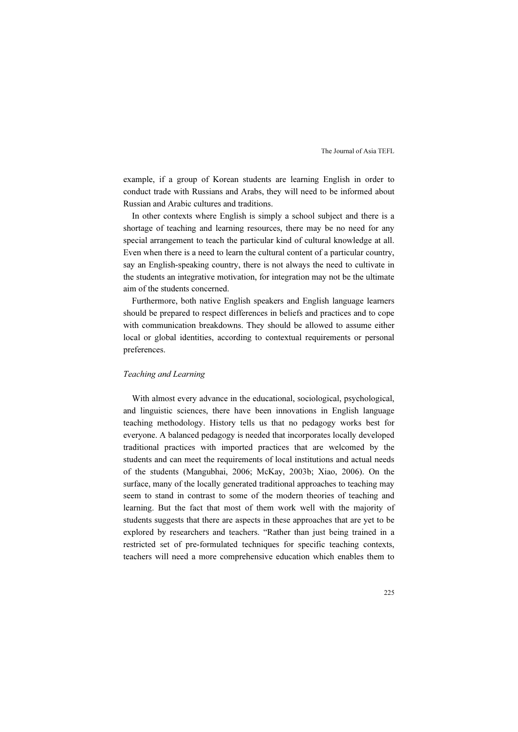example, if a group of Korean students are learning English in order to conduct trade with Russians and Arabs, they will need to be informed about Russian and Arabic cultures and traditions.

In other contexts where English is simply a school subject and there is a shortage of teaching and learning resources, there may be no need for any special arrangement to teach the particular kind of cultural knowledge at all. Even when there is a need to learn the cultural content of a particular country, say an English-speaking country, there is not always the need to cultivate in the students an integrative motivation, for integration may not be the ultimate aim of the students concerned.

Furthermore, both native English speakers and English language learners should be prepared to respect differences in beliefs and practices and to cope with communication breakdowns. They should be allowed to assume either local or global identities, according to contextual requirements or personal preferences.

### *Teaching and Learning*

With almost every advance in the educational, sociological, psychological, and linguistic sciences, there have been innovations in English language teaching methodology. History tells us that no pedagogy works best for everyone. A balanced pedagogy is needed that incorporates locally developed traditional practices with imported practices that are welcomed by the students and can meet the requirements of local institutions and actual needs of the students (Mangubhai, 2006; McKay, 2003b; Xiao, 2006). On the surface, many of the locally generated traditional approaches to teaching may seem to stand in contrast to some of the modern theories of teaching and learning. But the fact that most of them work well with the majority of students suggests that there are aspects in these approaches that are yet to be explored by researchers and teachers. "Rather than just being trained in a restricted set of pre-formulated techniques for specific teaching contexts, teachers will need a more comprehensive education which enables them to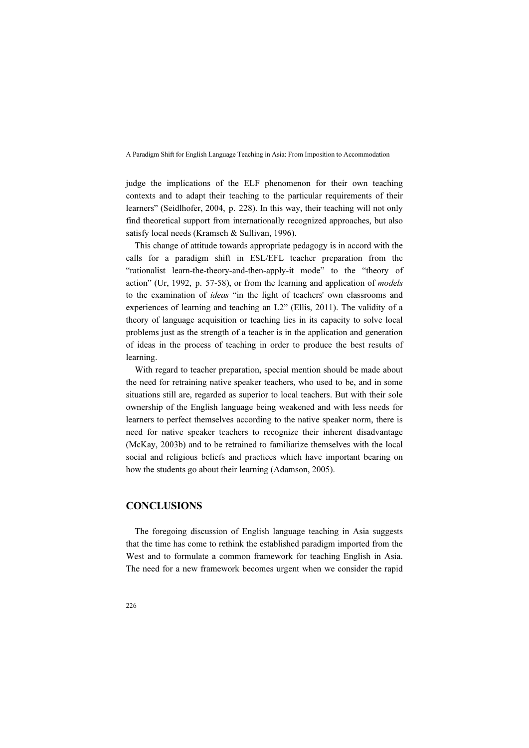judge the implications of the ELF phenomenon for their own teaching contexts and to adapt their teaching to the particular requirements of their learners" (Seidlhofer, 2004, p. 228). In this way, their teaching will not only find theoretical support from internationally recognized approaches, but also satisfy local needs (Kramsch & Sullivan, 1996).

This change of attitude towards appropriate pedagogy is in accord with the calls for a paradigm shift in ESL/EFL teacher preparation from the "rationalist learn-the-theory-and-then-apply-it mode" to the "theory of action" (Ur, 1992, p. 57-58), or from the learning and application of *models* to the examination of *ideas* "in the light of teachers' own classrooms and experiences of learning and teaching an L2" (Ellis, 2011). The validity of a theory of language acquisition or teaching lies in its capacity to solve local problems just as the strength of a teacher is in the application and generation of ideas in the process of teaching in order to produce the best results of learning.

With regard to teacher preparation, special mention should be made about the need for retraining native speaker teachers, who used to be, and in some situations still are, regarded as superior to local teachers. But with their sole ownership of the English language being weakened and with less needs for learners to perfect themselves according to the native speaker norm, there is need for native speaker teachers to recognize their inherent disadvantage (McKay, 2003b) and to be retrained to familiarize themselves with the local social and religious beliefs and practices which have important bearing on how the students go about their learning (Adamson, 2005).

## CONCLUSIONS

The foregoing discussion of English language teaching in Asia suggests that the time has come to rethink the established paradigm imported from the West and to formulate a common framework for teaching English in Asia. The need for a new framework becomes urgent when we consider the rapid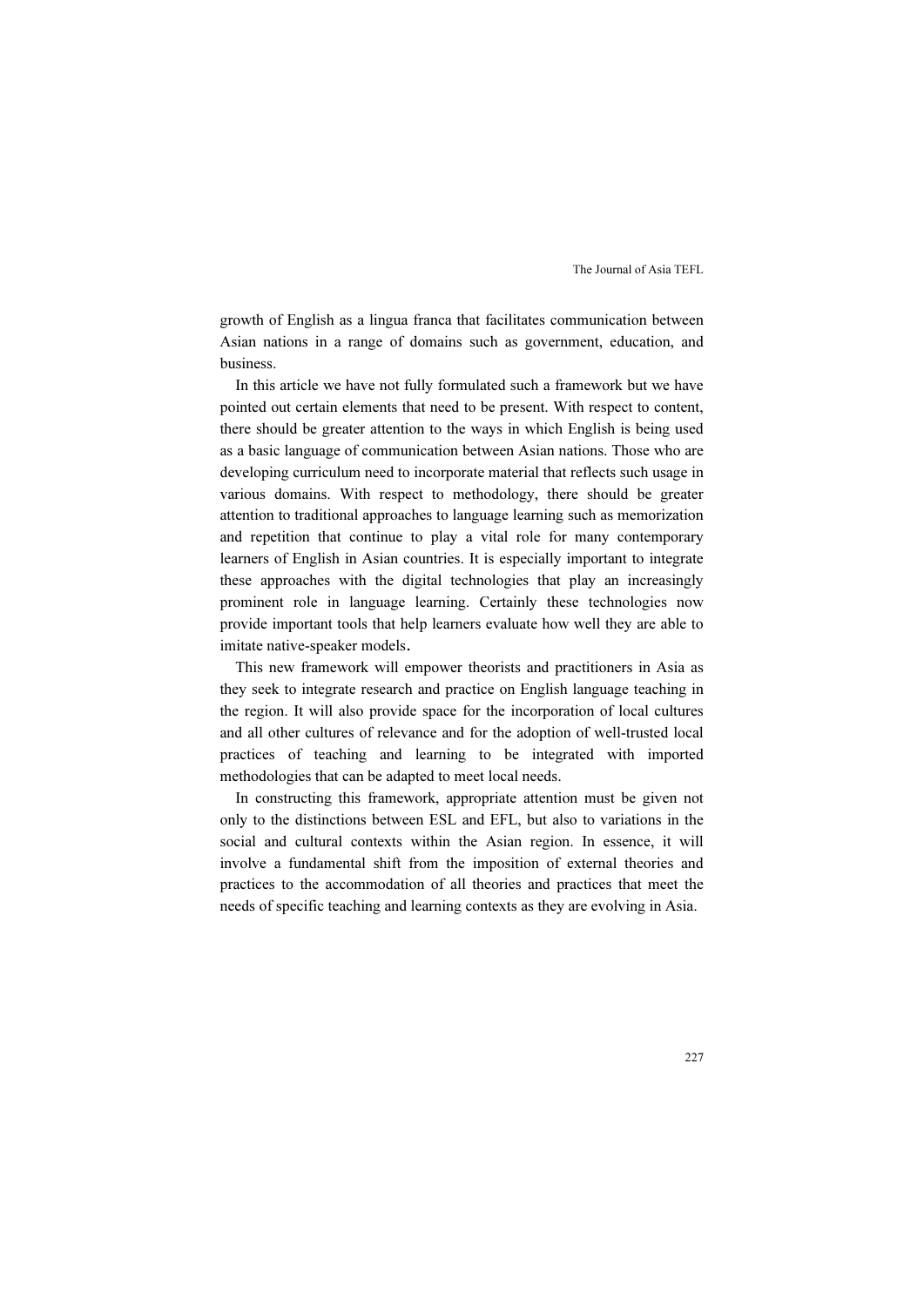growth of English as a lingua franca that facilitates communication between Asian nations in a range of domains such as government, education, and business.

In this article we have not fully formulated such a framework but we have pointed out certain elements that need to be present. With respect to content, there should be greater attention to the ways in which English is being used as a basic language of communication between Asian nations. Those who are developing curriculum need to incorporate material that reflects such usage in various domains. With respect to methodology, there should be greater attention to traditional approaches to language learning such as memorization and repetition that continue to play a vital role for many contemporary learners of English in Asian countries. It is especially important to integrate these approaches with the digital technologies that play an increasingly prominent role in language learning. Certainly these technologies now provide important tools that help learners evaluate how well they are able to imitate native-speaker models.

This new framework will empower theorists and practitioners in Asia as they seek to integrate research and practice on English language teaching in the region. It will also provide space for the incorporation of local cultures and all other cultures of relevance and for the adoption of well-trusted local practices of teaching and learning to be integrated with imported methodologies that can be adapted to meet local needs.

In constructing this framework, appropriate attention must be given not only to the distinctions between ESL and EFL, but also to variations in the social and cultural contexts within the Asian region. In essence, it will involve a fundamental shift from the imposition of external theories and practices to the accommodation of all theories and practices that meet the needs of specific teaching and learning contexts as they are evolving in Asia.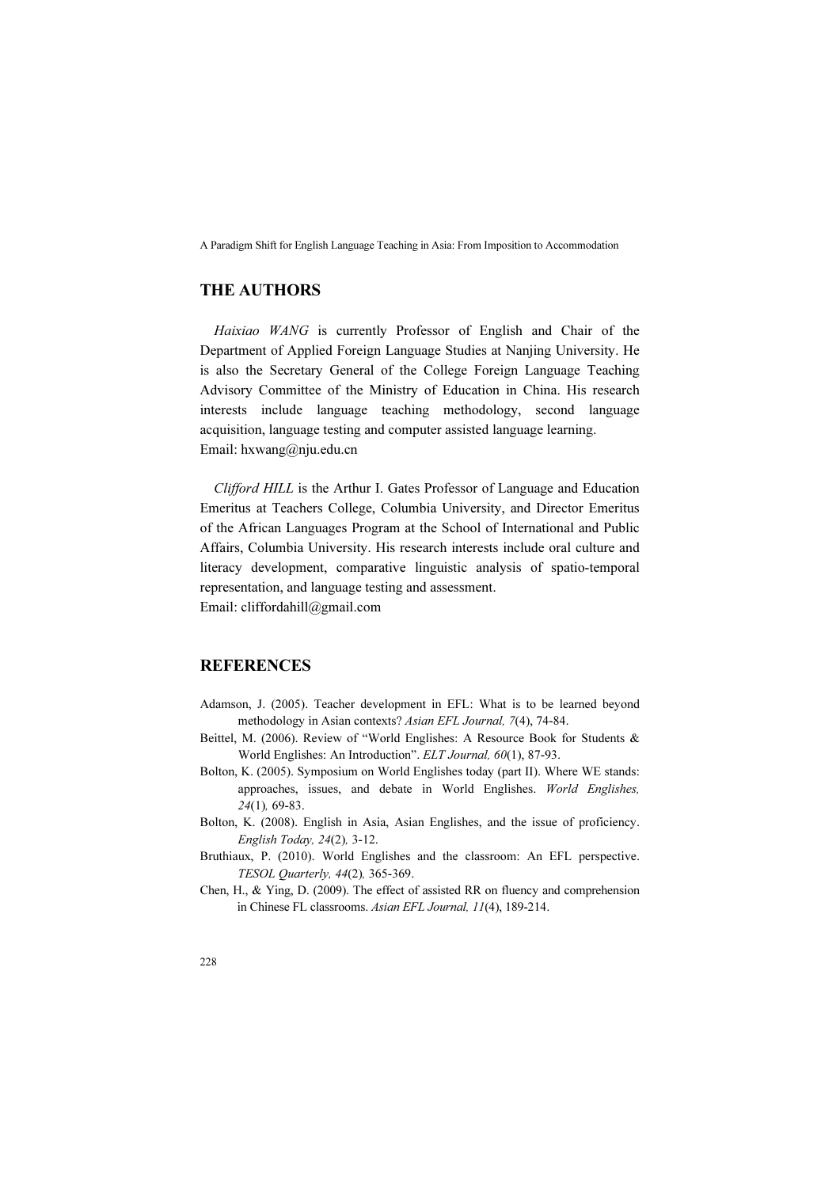## THE AUTHORS

*Haixiao WANG* is currently Professor of English and Chair of the Department of Applied Foreign Language Studies at Nanjing University. He is also the Secretary General of the College Foreign Language Teaching Advisory Committee of the Ministry of Education in China. His research interests include language teaching methodology, second language acquisition, language testing and computer assisted language learning.
Email: hxwang@nju.edu.cn

*Clifford HILL* is the Arthur I. Gates Professor of Language and Education Emeritus at Teachers College, Columbia University, and Director Emeritus of the African Languages Program at the School of International and Public Affairs, Columbia University. His research interests include oral culture and literacy development, comparative linguistic analysis of spatio-temporal representation, and language testing and assessment.
Email: cliffordahill@gmail.com

## REFERENCES

Adamson, J. (2005). Teacher development in EFL: What is to be learned beyond methodology in Asian contexts? *Asian EFL Journal, 7*(4), 74-84.

Beittel, M. (2006). Review of "World Englishes: A Resource Book for Students & World Englishes: An Introduction". *ELT Journal, 60*(1), 87-93.

Bolton, K. (2005). Symposium on World Englishes today (part II). Where WE stands: approaches, issues, and debate in World Englishes. *World Englishes, 24*(1), 69-83.

Bolton, K. (2008). English in Asia, Asian Englishes, and the issue of proficiency. *English Today, 24*(2), 3-12.

Bruthiaux, P. (2010). World Englishes and the classroom: An EFL perspective. *TESOL Quarterly, 44*(2), 365-369.

Chen, H., & Ying, D. (2009). The effect of assisted RR on fluency and comprehension in Chinese FL classrooms. *Asian EFL Journal, 11*(4), 189-214.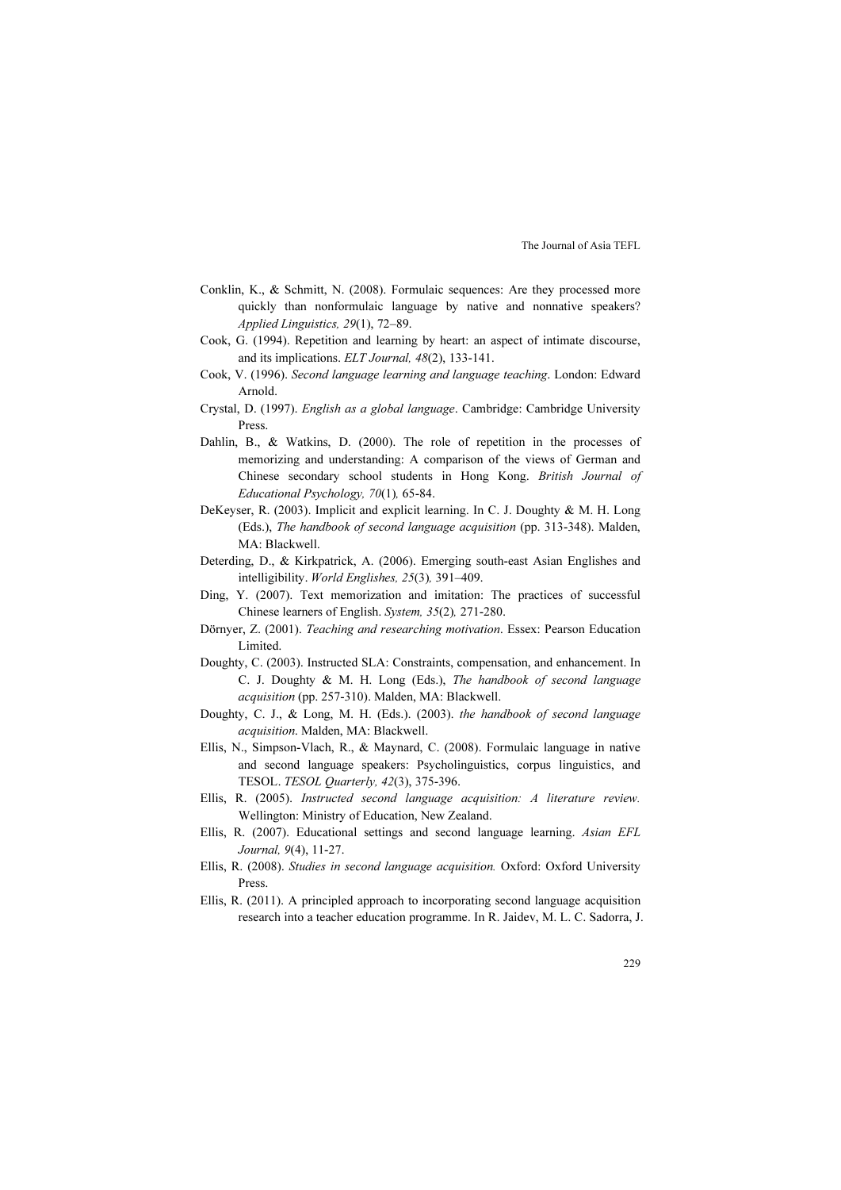Conklin, K., & Schmitt, N. (2008). Formulaic sequences: Are they processed more quickly than nonformulaic language by native and nonnative speakers? *Applied Linguistics, 29*(1), 72–89.

Cook, G. (1994). Repetition and learning by heart: an aspect of intimate discourse, and its implications. *ELT Journal, 48*(2), 133-141.

Cook, V. (1996). *Second language learning and language teaching*. London: Edward Arnold.

Crystal, D. (1997). *English as a global language*. Cambridge: Cambridge University Press.

Dahlin, B., & Watkins, D. (2000). The role of repetition in the processes of memorizing and understanding: A comparison of the views of German and Chinese secondary school students in Hong Kong. *British Journal of Educational Psychology, 70*(1)*,* 65-84.

DeKeyser, R. (2003). Implicit and explicit learning. In C. J. Doughty & M. H. Long (Eds.), *The handbook of second language acquisition* (pp. 313-348). Malden, MA: Blackwell.

Deterding, D., & Kirkpatrick, A. (2006). Emerging south-east Asian Englishes and intelligibility. *World Englishes, 25*(3)*,* 391–409.

Ding, Y. (2007). Text memorization and imitation: The practices of successful Chinese learners of English. *System, 35*(2)*,* 271-280.

Dörnyer, Z. (2001). *Teaching and researching motivation*. Essex: Pearson Education Limited.

Doughty, C. (2003). Instructed SLA: Constraints, compensation, and enhancement. In C. J. Doughty & M. H. Long (Eds.), *The handbook of second language acquisition* (pp. 257-310). Malden, MA: Blackwell.

Doughty, C. J., & Long, M. H. (Eds.). (2003). *the handbook of second language acquisition*. Malden, MA: Blackwell.

Ellis, N., Simpson-Vlach, R., & Maynard, C. (2008). Formulaic language in native and second language speakers: Psycholinguistics, corpus linguistics, and TESOL. *TESOL Quarterly, 42*(3), 375-396.

Ellis, R. (2005). *Instructed second language acquisition: A literature review.* Wellington: Ministry of Education, New Zealand.

Ellis, R. (2007). Educational settings and second language learning. *Asian EFL Journal, 9*(4), 11-27.

Ellis, R. (2008). *Studies in second language acquisition.* Oxford: Oxford University Press.

Ellis, R. (2011). A principled approach to incorporating second language acquisition research into a teacher education programme. In R. Jaidev, M. L. C. Sadorra, J.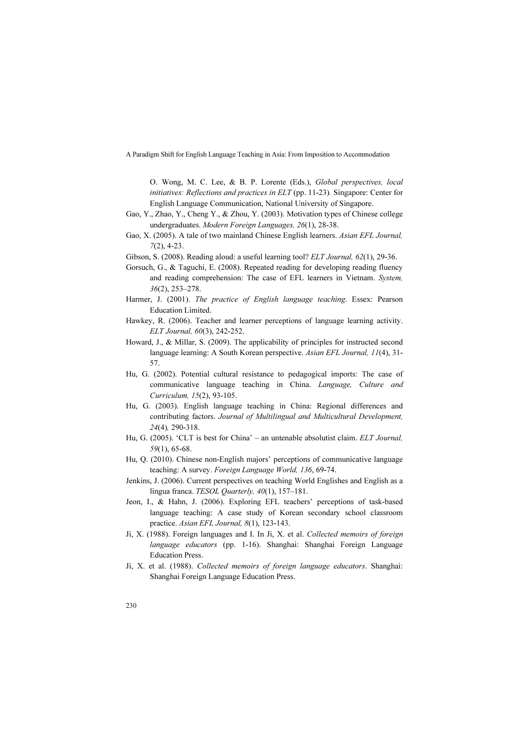O. Wong, M. C. Lee, & B. P. Lorente (Eds.), *Global perspectives, local initiatives: Reflections and practices in ELT* (pp. 11-23). Singapore: Center for English Language Communication, National University of Singapore.

Gao, Y., Zhao, Y., Cheng Y., & Zhou, Y. (2003). Motivation types of Chinese college undergraduates. *Modern Foreign Languages, 26*(1), 28-38.

Gao, X. (2005). A tale of two mainland Chinese English learners. *Asian EFL Journal, 7*(2), 4-23.

Gibson, S. (2008). Reading aloud: a useful learning tool? *ELT Journal, 62*(1), 29-36.

Gorsuch, G., & Taguchi, E. (2008). Repeated reading for developing reading fluency and reading comprehension: The case of EFL learners in Vietnam. *System, 36*(2), 253–278.

Harmer, J. (2001). *The practice of English language teaching*. Essex: Pearson Education Limited.

Hawkey, R. (2006). Teacher and learner perceptions of language learning activity. *ELT Journal, 60*(3), 242-252.

Howard, J., & Millar, S. (2009). The applicability of principles for instructed second language learning: A South Korean perspective. *Asian EFL Journal, 11*(4), 31-57.

Hu, G. (2002). Potential cultural resistance to pedagogical imports: The case of communicative language teaching in China. *Language, Culture and Curriculum, 15*(2), 93-105.

Hu, G. (2003). English language teaching in China: Regional differences and contributing factors. *Journal of Multilingual and Multicultural Development, 24*(4), 290-318.

Hu, G. (2005). 'CLT is best for China' – an untenable absolutist claim. *ELT Journal, 59*(1), 65-68.

Hu, Q. (2010). Chinese non-English majors' perceptions of communicative language teaching: A survey. *Foreign Language World, 136*, 69-74.

Jenkins, J. (2006). Current perspectives on teaching World Englishes and English as a lingua franca. *TESOL Quarterly, 40*(1), 157–181.

Jeon, I., & Hahn, J. (2006). Exploring EFL teachers' perceptions of task-based language teaching: A case study of Korean secondary school classroom practice. *Asian EFL Journal, 8*(1), 123-143.

Ji, X. (1988). Foreign languages and I. In Ji, X. et al. *Collected memoirs of foreign language educators* (pp. 1-16). Shanghai: Shanghai Foreign Language Education Press.

Ji, X. et al. (1988). *Collected memoirs of foreign language educators*. Shanghai: Shanghai Foreign Language Education Press.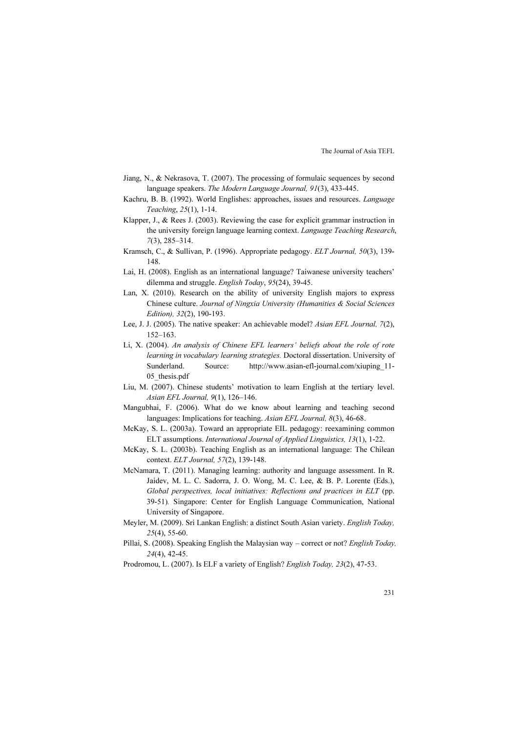Jiang, N., & Nekrasova, T. (2007). The processing of formulaic sequences by second language speakers. *The Modern Language Journal, 91*(3), 433-445.

Kachru, B. B. (1992). World Englishes: approaches, issues and resources. *Language Teaching*, *25*(1), 1-14.

Klapper, J., & Rees J. (2003). Reviewing the case for explicit grammar instruction in the university foreign language learning context. *Language Teaching Research*, *7*(3), 285–314.

Kramsch, C., & Sullivan, P. (1996). Appropriate pedagogy. *ELT Journal, 50*(3), 139-148.

Lai, H. (2008). English as an international language? Taiwanese university teachers' dilemma and struggle. *English Today*, *95*(24), 39-45.

Lan, X. (2010). Research on the ability of university English majors to express Chinese culture. *Journal of Ningxia University (Humanities & Social Sciences Edition), 32*(2), 190-193.

Lee, J. J. (2005). The native speaker: An achievable model? *Asian EFL Journal, 7*(2), 152–163.

Li, X. (2004). *An analysis of Chinese EFL learners' beliefs about the role of rote learning in vocabulary learning strategies.* Doctoral dissertation. University of Sunderland. Source: http://www.asian-efl-journal.com/xiuping_11-05_thesis.pdf

Liu, M. (2007). Chinese students' motivation to learn English at the tertiary level. *Asian EFL Journal, 9*(1), 126–146.

Mangubhai, F. (2006). What do we know about learning and teaching second languages: Implications for teaching. *Asian EFL Journal, 8*(3), 46-68.

McKay, S. L. (2003a). Toward an appropriate EIL pedagogy: reexamining common ELT assumptions. *International Journal of Applied Linguistics, 13*(1), 1-22.

McKay, S. L. (2003b). Teaching English as an international language: The Chilean context. *ELT Journal, 57*(2), 139-148.

McNamara, T. (2011). Managing learning: authority and language assessment. In R. Jaidev, M. L. C. Sadorra, J. O. Wong, M. C. Lee, & B. P. Lorente (Eds.), *Global perspectives, local initiatives: Reflections and practices in ELT* (pp. 39-51). Singapore: Center for English Language Communication, National University of Singapore.

Meyler, M. (2009). Sri Lankan English: a distinct South Asian variety. *English Today, 25*(4), 55-60.

Pillai, S. (2008). Speaking English the Malaysian way – correct or not? *English Today, 24*(4), 42-45.

Prodromou, L. (2007). Is ELF a variety of English? *English Today, 23*(2), 47-53.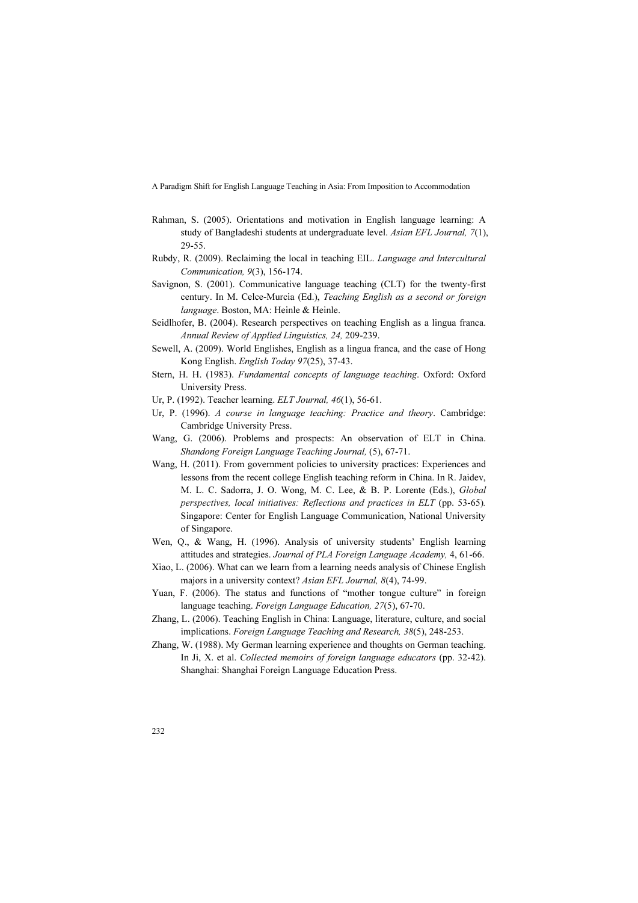Rahman, S. (2005). Orientations and motivation in English language learning: A study of Bangladeshi students at undergraduate level. *Asian EFL Journal, 7*(1), 29-55.

Rubdy, R. (2009). Reclaiming the local in teaching EIL. *Language and Intercultural Communication, 9*(3), 156-174.

Savignon, S. (2001). Communicative language teaching (CLT) for the twenty-first century. In M. Celce-Murcia (Ed.), *Teaching English as a second or foreign language*. Boston, MA: Heinle & Heinle.

Seidlhofer, B. (2004). Research perspectives on teaching English as a lingua franca. *Annual Review of Applied Linguistics, 24,* 209-239.

Sewell, A. (2009). World Englishes, English as a lingua franca, and the case of Hong Kong English. *English Today 97*(25), 37-43.

Stern, H. H. (1983). *Fundamental concepts of language teaching*. Oxford: Oxford University Press.

Ur, P. (1992). Teacher learning. *ELT Journal, 46*(1), 56-61.

Ur, P. (1996). *A course in language teaching: Practice and theory*. Cambridge: Cambridge University Press.

Wang, G. (2006). Problems and prospects: An observation of ELT in China. *Shandong Foreign Language Teaching Journal,* (5), 67-71.

Wang, H. (2011). From government policies to university practices: Experiences and lessons from the recent college English teaching reform in China. In R. Jaidev, M. L. C. Sadorra, J. O. Wong, M. C. Lee, & B. P. Lorente (Eds.), *Global perspectives, local initiatives: Reflections and practices in ELT* (pp. 53-65)*.* Singapore: Center for English Language Communication, National University of Singapore.

Wen, Q., & Wang, H. (1996). Analysis of university students' English learning attitudes and strategies. *Journal of PLA Foreign Language Academy,* 4, 61-66.

Xiao, L. (2006). What can we learn from a learning needs analysis of Chinese English majors in a university context? *Asian EFL Journal, 8*(4), 74-99.

Yuan, F. (2006). The status and functions of "mother tongue culture" in foreign language teaching. *Foreign Language Education, 27*(5), 67-70.

Zhang, L. (2006). Teaching English in China: Language, literature, culture, and social implications. *Foreign Language Teaching and Research, 38*(5), 248-253.

Zhang, W. (1988). My German learning experience and thoughts on German teaching. In Ji, X. et al. *Collected memoirs of foreign language educators* (pp. 32-42). Shanghai: Shanghai Foreign Language Education Press.